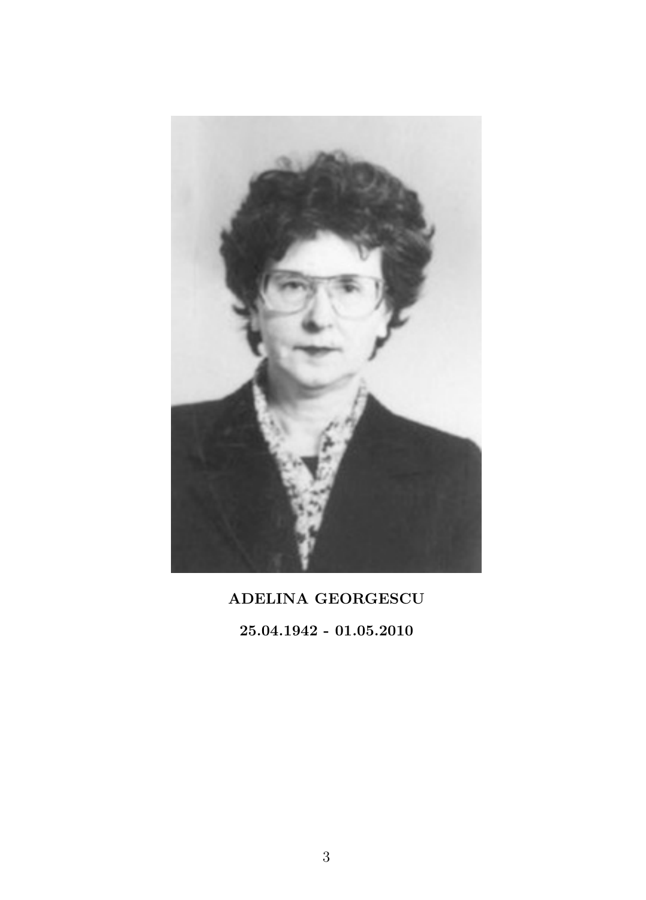**ADELINA GEORGESCU**

**25.04.1942 - 01.05.2010**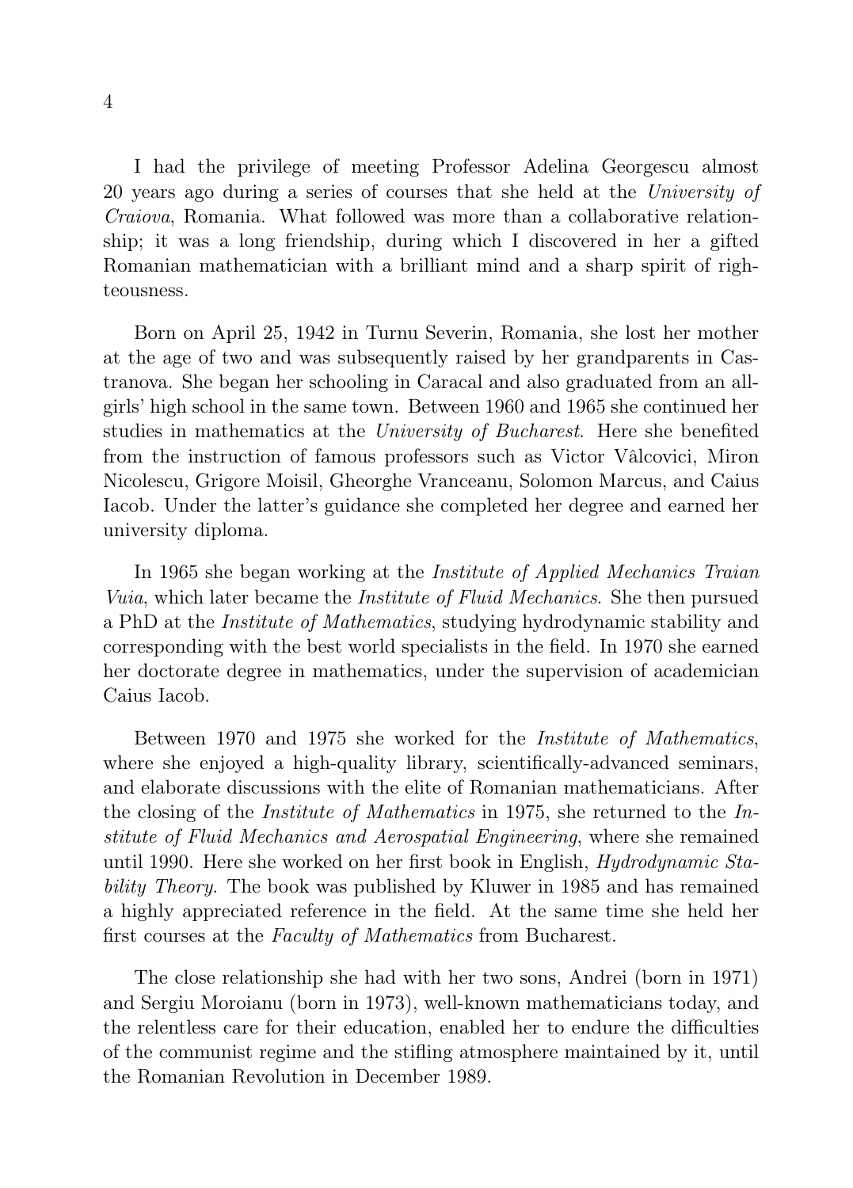I had the privilege of meeting Professor Adelina Georgescu almost 20 years ago during a series of courses that she held at the *University of Craiova*, Romania. What followed was more than a collaborative relationship; it was a long friendship, during which I discovered in her a gifted Romanian mathematician with a brilliant mind and a sharp spirit of righteousness.

Born on April 25, 1942 in Turnu Severin, Romania, she lost her mother at the age of two and was subsequently raised by her grandparents in Castranova. She began her schooling in Caracal and also graduated from an all-girls' high school in the same town. Between 1960 and 1965 she continued her studies in mathematics at the *University of Bucharest*. Here she benefited from the instruction of famous professors such as Victor Vâlcovici, Miron Nicolescu, Grigore Moisil, Gheorghe Vranceanu, Solomon Marcus, and Caius Iacob. Under the latter's guidance she completed her degree and earned her university diploma.

In 1965 she began working at the *Institute of Applied Mechanics Traian Vuia*, which later became the *Institute of Fluid Mechanics*. She then pursued a PhD at the *Institute of Mathematics*, studying hydrodynamic stability and corresponding with the best world specialists in the field. In 1970 she earned her doctorate degree in mathematics, under the supervision of academician Caius Iacob.

Between 1970 and 1975 she worked for the *Institute of Mathematics*, where she enjoyed a high-quality library, scientifically-advanced seminars, and elaborate discussions with the elite of Romanian mathematicians. After the closing of the *Institute of Mathematics* in 1975, she returned to the *Institute of Fluid Mechanics and Aerospatial Engineering*, where she remained until 1990. Here she worked on her first book in English, *Hydrodynamic Stability Theory*. The book was published by Kluwer in 1985 and has remained a highly appreciated reference in the field. At the same time she held her first courses at the *Faculty of Mathematics* from Bucharest.

The close relationship she had with her two sons, Andrei (born in 1971) and Sergiu Moroianu (born in 1973), well-known mathematicians today, and the relentless care for their education, enabled her to endure the difficulties of the communist regime and the stifling atmosphere maintained by it, until the Romanian Revolution in December 1989.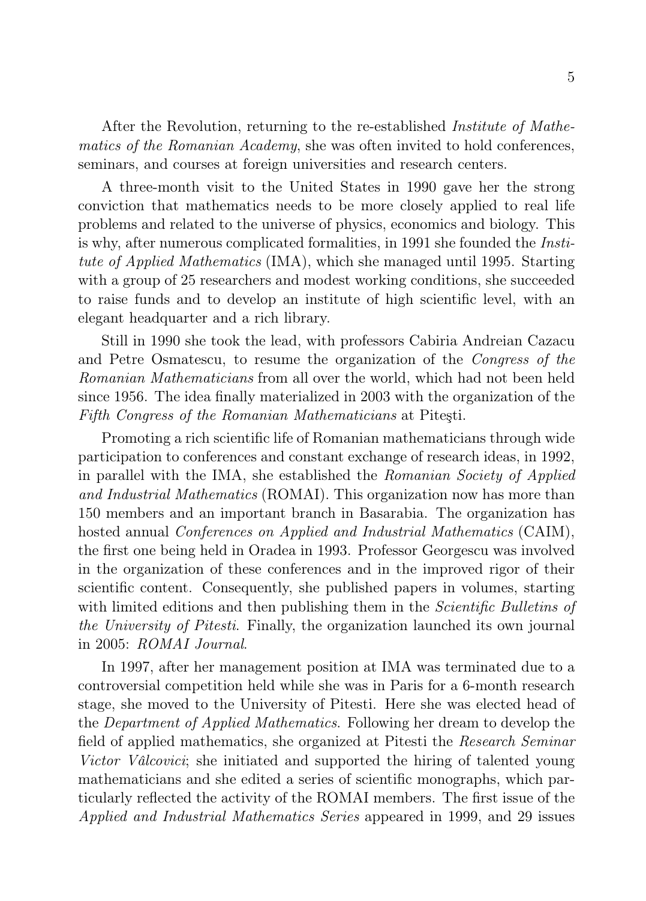After the Revolution, returning to the re-established *Institute of Mathematics of the Romanian Academy*, she was often invited to hold conferences, seminars, and courses at foreign universities and research centers.

A three-month visit to the United States in 1990 gave her the strong conviction that mathematics needs to be more closely applied to real life problems and related to the universe of physics, economics and biology. This is why, after numerous complicated formalities, in 1991 she founded the *Institute of Applied Mathematics* (IMA), which she managed until 1995. Starting with a group of 25 researchers and modest working conditions, she succeeded to raise funds and to develop an institute of high scientific level, with an elegant headquarter and a rich library.

Still in 1990 she took the lead, with professors Cabiria Andreian Cazacu and Petre Osmatescu, to resume the organization of the *Congress of the Romanian Mathematicians* from all over the world, which had not been held since 1956. The idea finally materialized in 2003 with the organization of the *Fifth Congress of the Romanian Mathematicians* at Piteşti.

Promoting a rich scientific life of Romanian mathematicians through wide participation to conferences and constant exchange of research ideas, in 1992, in parallel with the IMA, she established the *Romanian Society of Applied and Industrial Mathematics* (ROMAI). This organization now has more than 150 members and an important branch in Basarabia. The organization has hosted annual *Conferences on Applied and Industrial Mathematics* (CAIM), the first one being held in Oradea in 1993. Professor Georgescu was involved in the organization of these conferences and in the improved rigor of their scientific content. Consequently, she published papers in volumes, starting with limited editions and then publishing them in the *Scientific Bulletins of the University of Pitesti*. Finally, the organization launched its own journal in 2005: *ROMAI Journal*.

In 1997, after her management position at IMA was terminated due to a controversial competition held while she was in Paris for a 6-month research stage, she moved to the University of Pitesti. Here she was elected head of the *Department of Applied Mathematics*. Following her dream to develop the field of applied mathematics, she organized at Pitesti the *Research Seminar Victor Vâlcovici*; she initiated and supported the hiring of talented young mathematicians and she edited a series of scientific monographs, which particularly reflected the activity of the ROMAI members. The first issue of the *Applied and Industrial Mathematics Series* appeared in 1999, and 29 issues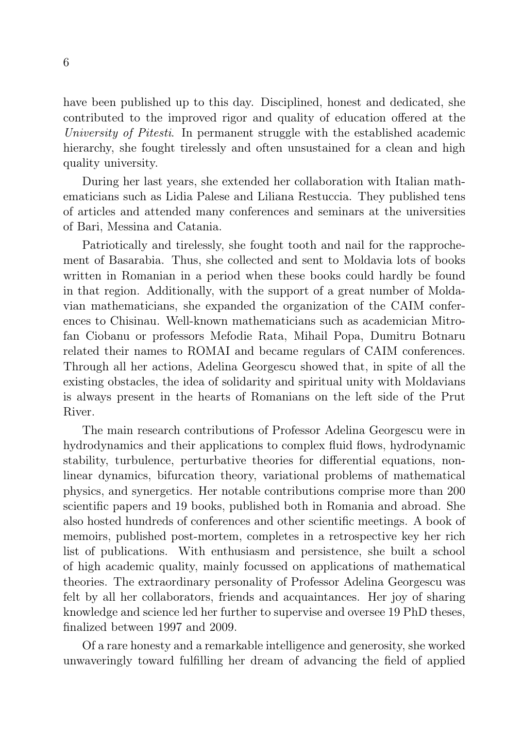have been published up to this day. Disciplined, honest and dedicated, she contributed to the improved rigor and quality of education offered at the *University of Pitesti*. In permanent struggle with the established academic hierarchy, she fought tirelessly and often unsustained for a clean and high quality university.

During her last years, she extended her collaboration with Italian mathematicians such as Lidia Palese and Liliana Restuccia. They published tens of articles and attended many conferences and seminars at the universities of Bari, Messina and Catania.

Patriotically and tirelessly, she fought tooth and nail for the rapprochement of Basarabia. Thus, she collected and sent to Moldavia lots of books written in Romanian in a period when these books could hardly be found in that region. Additionally, with the support of a great number of Moldavian mathematicians, she expanded the organization of the CAIM conferences to Chisinau. Well-known mathematicians such as academician Mitrofan Ciobanu or professors Mefodie Rata, Mihail Popa, Dumitru Botnaru related their names to ROMAI and became regulars of CAIM conferences. Through all her actions, Adelina Georgescu showed that, in spite of all the existing obstacles, the idea of solidarity and spiritual unity with Moldavians is always present in the hearts of Romanians on the left side of the Prut River.

The main research contributions of Professor Adelina Georgescu were in hydrodynamics and their applications to complex fluid flows, hydrodynamic stability, turbulence, perturbative theories for differential equations, nonlinear dynamics, bifurcation theory, variational problems of mathematical physics, and synergetics. Her notable contributions comprise more than 200 scientific papers and 19 books, published both in Romania and abroad. She also hosted hundreds of conferences and other scientific meetings. A book of memoirs, published post-mortem, completes in a retrospective key her rich list of publications. With enthusiasm and persistence, she built a school of high academic quality, mainly focussed on applications of mathematical theories. The extraordinary personality of Professor Adelina Georgescu was felt by all her collaborators, friends and acquaintances. Her joy of sharing knowledge and science led her further to supervise and oversee 19 PhD theses, finalized between 1997 and 2009.

Of a rare honesty and a remarkable intelligence and generosity, she worked unwaveringly toward fulfilling her dream of advancing the field of applied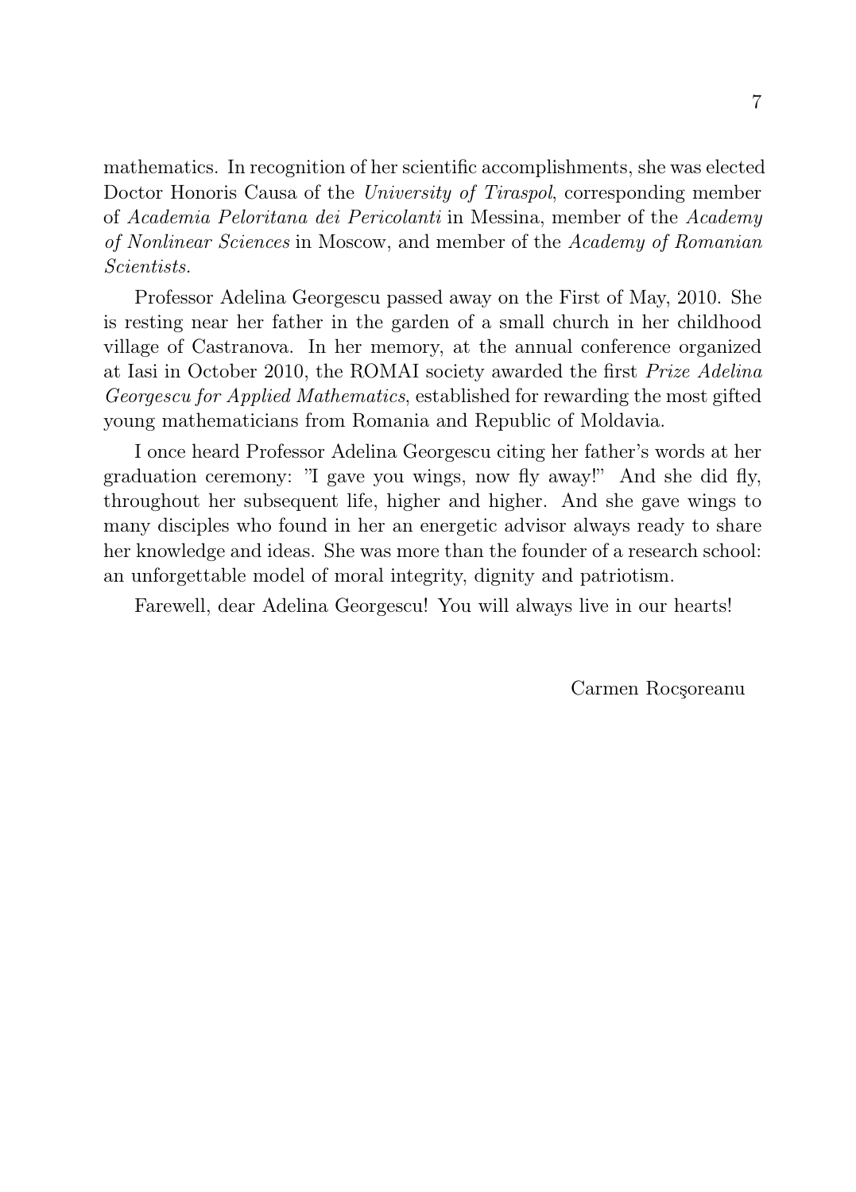mathematics. In recognition of her scientific accomplishments, she was elected Doctor Honoris Causa of the *University of Tiraspol*, corresponding member of *Academia Peloritana dei Pericolanti* in Messina, member of the *Academy of Nonlinear Sciences* in Moscow, and member of the *Academy of Romanian Scientists.*

Professor Adelina Georgescu passed away on the First of May, 2010. She is resting near her father in the garden of a small church in her childhood village of Castranova. In her memory, at the annual conference organized at Iasi in October 2010, the ROMAI society awarded the first *Prize Adelina Georgescu for Applied Mathematics*, established for rewarding the most gifted young mathematicians from Romania and Republic of Moldavia.

I once heard Professor Adelina Georgescu citing her father's words at her graduation ceremony: "I gave you wings, now fly away!" And she did fly, throughout her subsequent life, higher and higher. And she gave wings to many disciples who found in her an energetic advisor always ready to share her knowledge and ideas. She was more than the founder of a research school: an unforgettable model of moral integrity, dignity and patriotism.

Farewell, dear Adelina Georgescu! You will always live in our hearts!

Carmen Rocşoreanu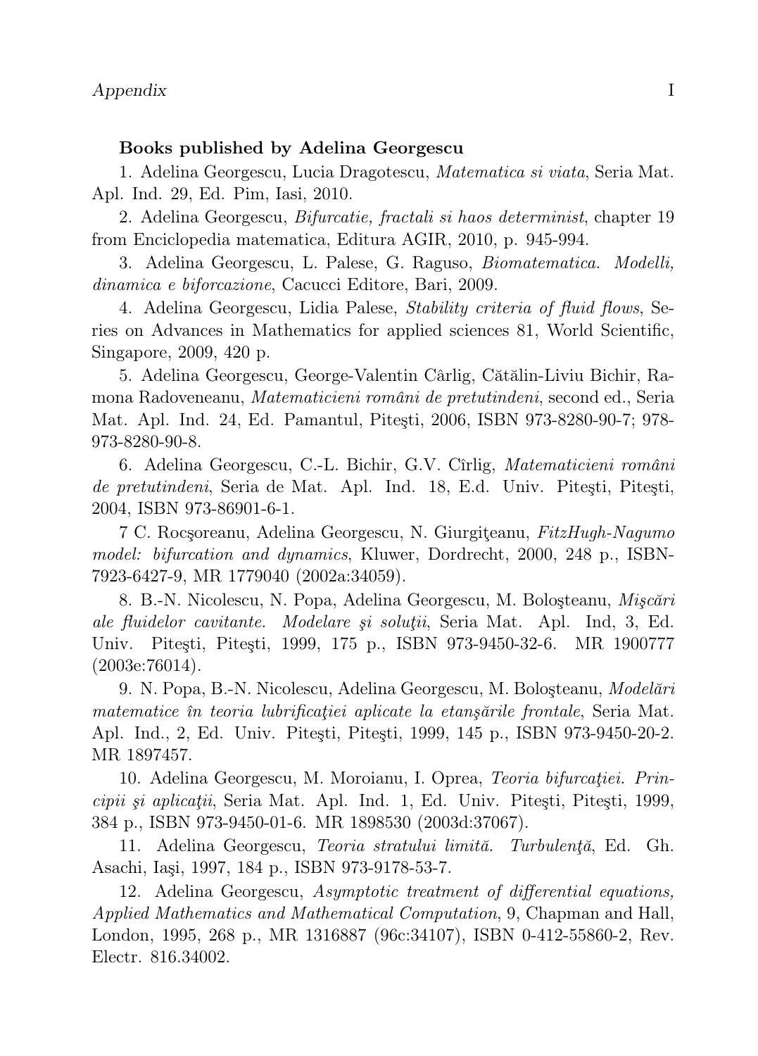**Books published by Adelina Georgescu**

1. Adelina Georgescu, Lucia Dragotescu, *Matematica si viata*, Seria Mat. Apl. Ind. 29, Ed. Pim, Iasi, 2010.

2. Adelina Georgescu, *Bifurcatie, fractali si haos determinist*, chapter 19 from Enciclopedia matematica, Editura AGIR, 2010, p. 945-994.

3. Adelina Georgescu, L. Palese, G. Raguso, *Biomatematica. Modelli, dinamica e biforcazione*, Cacucci Editore, Bari, 2009.

4. Adelina Georgescu, Lidia Palese, *Stability criteria of fluid flows*, Series on Advances in Mathematics for applied sciences 81, World Scientific, Singapore, 2009, 420 p.

5. Adelina Georgescu, George-Valentin Cârlig, Cătălin-Liviu Bichir, Ramona Radoveneanu, *Matematicieni români de pretutindeni*, second ed., Seria Mat. Apl. Ind. 24, Ed. Pamantul, Piteşti, 2006, ISBN 973-8280-90-7; 978-973-8280-90-8.

6. Adelina Georgescu, C.-L. Bichir, G.V. Cîrlig, *Matematicieni români de pretutindeni*, Seria de Mat. Apl. Ind. 18, E.d. Univ. Piteşti, Piteşti, 2004, ISBN 973-86901-6-1.

7 C. Rocşoreanu, Adelina Georgescu, N. Giurgiţeanu, *FitzHugh-Nagumo model: bifurcation and dynamics*, Kluwer, Dordrecht, 2000, 248 p., ISBN-7923-6427-9, MR 1779040 (2002a:34059).

8. B.-N. Nicolescu, N. Popa, Adelina Georgescu, M. Boloşteanu, *Mişcări ale fluidelor cavitante. Modelare şi soluţii*, Seria Mat. Apl. Ind, 3, Ed. Univ. Piteşti, Piteşti, 1999, 175 p., ISBN 973-9450-32-6. MR 1900777 (2003e:76014).

9. N. Popa, B.-N. Nicolescu, Adelina Georgescu, M. Boloşteanu, *Modelări matematice în teoria lubrificaţiei aplicate la etanşările frontale*, Seria Mat. Apl. Ind., 2, Ed. Univ. Piteşti, Piteşti, 1999, 145 p., ISBN 973-9450-20-2. MR 1897457.

10. Adelina Georgescu, M. Moroianu, I. Oprea, *Teoria bifurcaţiei. Principii şi aplicaţii*, Seria Mat. Apl. Ind. 1, Ed. Univ. Piteşti, Piteşti, 1999, 384 p., ISBN 973-9450-01-6. MR 1898530 (2003d:37067).

11. Adelina Georgescu, *Teoria stratului limită. Turbulenţă*, Ed. Gh. Asachi, Iaşi, 1997, 184 p., ISBN 973-9178-53-7.

12. Adelina Georgescu, *Asymptotic treatment of differential equations, Applied Mathematics and Mathematical Computation*, 9, Chapman and Hall, London, 1995, 268 p., MR 1316887 (96c:34107), ISBN 0-412-55860-2, Rev. Electr. 816.34002.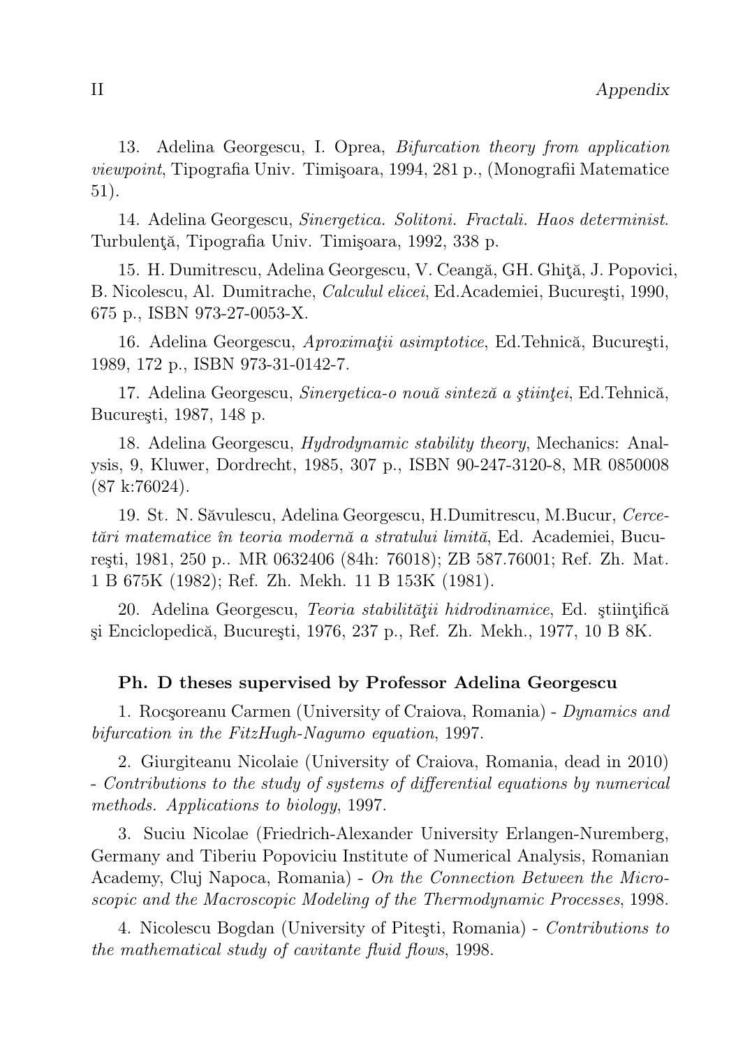13. Adelina Georgescu, I. Oprea, *Bifurcation theory from application viewpoint*, Tipografia Univ. Timişoara, 1994, 281 p., (Monografii Matematice 51).

14. Adelina Georgescu, *Sinergetica. Solitoni. Fractali. Haos determinist.* Turbulenţă, Tipografia Univ. Timişoara, 1992, 338 p.

15. H. Dumitrescu, Adelina Georgescu, V. Ceangă, GH. Ghiţă, J. Popovici, B. Nicolescu, Al. Dumitrache, *Calculul elicei*, Ed.Academiei, Bucureşti, 1990, 675 p., ISBN 973-27-0053-X.

16. Adelina Georgescu, *Aproximaţii asimptotice*, Ed.Tehnică, Bucureşti, 1989, 172 p., ISBN 973-31-0142-7.

17. Adelina Georgescu, *Sinergetica-o nouă sinteză a ştiinţei*, Ed.Tehnică, Bucureşti, 1987, 148 p.

18. Adelina Georgescu, *Hydrodynamic stability theory*, Mechanics: Analysis, 9, Kluwer, Dordrecht, 1985, 307 p., ISBN 90-247-3120-8, MR 0850008 (87 k:76024).

19. St. N. Săvulescu, Adelina Georgescu, H.Dumitrescu, M.Bucur, *Cercetări matematice în teoria modernă a stratului limită*, Ed. Academiei, Bucureşti, 1981, 250 p.. MR 0632406 (84h: 76018); ZB 587.76001; Ref. Zh. Mat. 1 B 675K (1982); Ref. Zh. Mekh. 11 B 153K (1981).

20. Adelina Georgescu, *Teoria stabilităţii hidrodinamice*, Ed. ştiinţifică şi Enciclopedică, Bucureşti, 1976, 237 p., Ref. Zh. Mekh., 1977, 10 B 8K.

**Ph. D theses supervised by Professor Adelina Georgescu**

1. Rocşoreanu Carmen (University of Craiova, Romania) - *Dynamics and bifurcation in the FitzHugh-Nagumo equation*, 1997.

2. Giurgiteanu Nicolaie (University of Craiova, Romania, dead in 2010) - *Contributions to the study of systems of differential equations by numerical methods. Applications to biology*, 1997.

3. Suciu Nicolae (Friedrich-Alexander University Erlangen-Nuremberg, Germany and Tiberiu Popoviciu Institute of Numerical Analysis, Romanian Academy, Cluj Napoca, Romania) - *On the Connection Between the Microscopic and the Macroscopic Modeling of the Thermodynamic Processes*, 1998.

4. Nicolescu Bogdan (University of Piteşti, Romania) - *Contributions to the mathematical study of cavitante fluid flows*, 1998.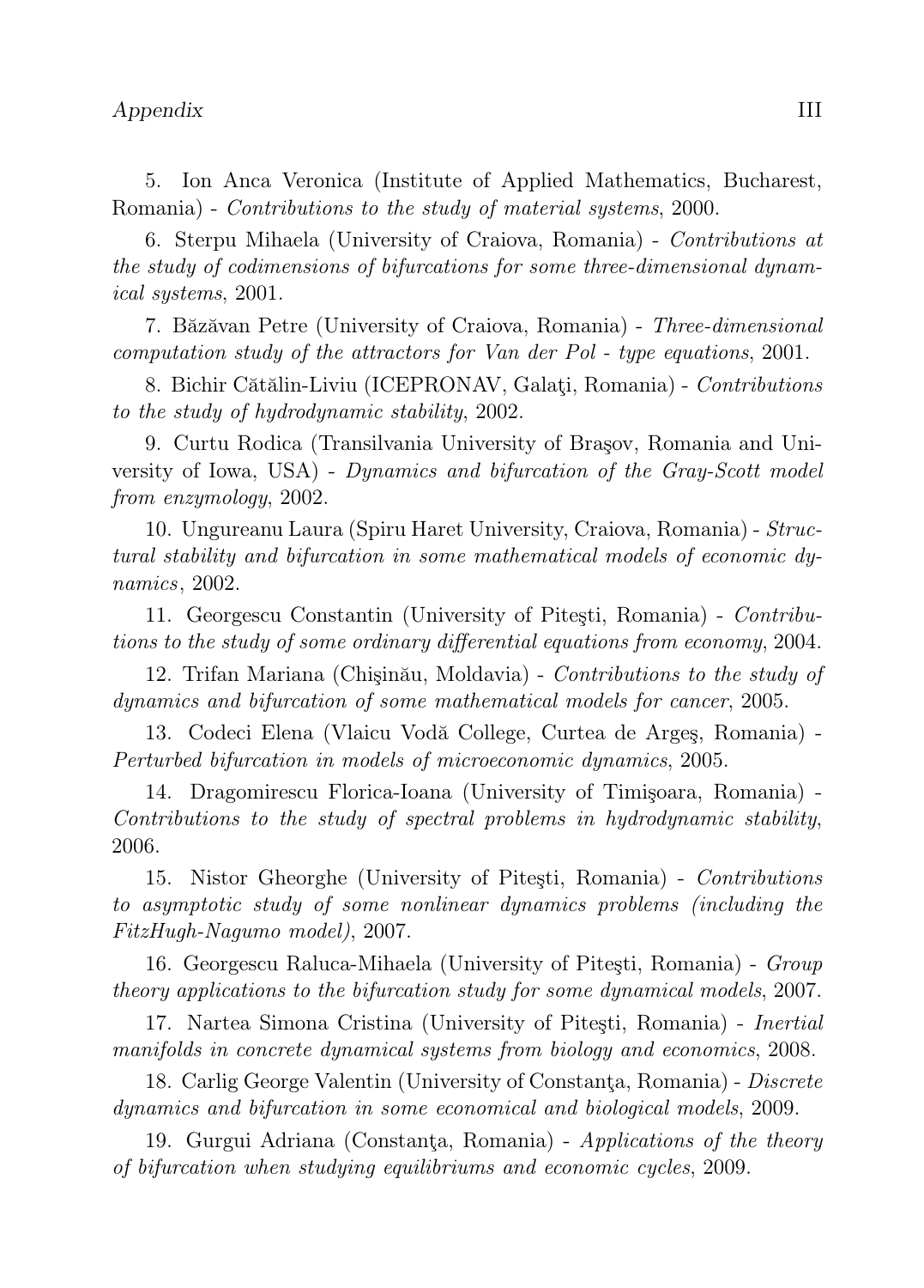5. Ion Anca Veronica (Institute of Applied Mathematics, Bucharest, Romania) - *Contributions to the study of material systems*, 2000.

6. Sterpu Mihaela (University of Craiova, Romania) - *Contributions at the study of codimensions of bifurcations for some three-dimensional dynamical systems*, 2001.

7. Băzăvan Petre (University of Craiova, Romania) - *Three-dimensional computation study of the attractors for Van der Pol - type equations*, 2001.

8. Bichir Cătălin-Liviu (ICEPRONAV, Galaţi, Romania) - *Contributions to the study of hydrodynamic stability*, 2002.

9. Curtu Rodica (Transilvania University of Braşov, Romania and University of Iowa, USA) - *Dynamics and bifurcation of the Gray-Scott model from enzymology*, 2002.

10. Ungureanu Laura (Spiru Haret University, Craiova, Romania) - *Structural stability and bifurcation in some mathematical models of economic dynamics*, 2002.

11. Georgescu Constantin (University of Piteşti, Romania) - *Contributions to the study of some ordinary differential equations from economy*, 2004.

12. Trifan Mariana (Chişinău, Moldavia) - *Contributions to the study of dynamics and bifurcation of some mathematical models for cancer*, 2005.

13. Codeci Elena (Vlaicu Vodă College, Curtea de Argeş, Romania) - *Perturbed bifurcation in models of microeconomic dynamics*, 2005.

14. Dragomirescu Florica-Ioana (University of Timişoara, Romania) - *Contributions to the study of spectral problems in hydrodynamic stability*, 2006.

15. Nistor Gheorghe (University of Piteşti, Romania) - *Contributions to asymptotic study of some nonlinear dynamics problems (including the FitzHugh-Nagumo model)*, 2007.

16. Georgescu Raluca-Mihaela (University of Piteşti, Romania) - *Group theory applications to the bifurcation study for some dynamical models*, 2007.

17. Nartea Simona Cristina (University of Piteşti, Romania) - *Inertial manifolds in concrete dynamical systems from biology and economics*, 2008.

18. Carlig George Valentin (University of Constanţa, Romania) - *Discrete dynamics and bifurcation in some economical and biological models*, 2009.

19. Gurgui Adriana (Constanţa, Romania) - *Applications of the theory of bifurcation when studying equilibriums and economic cycles*, 2009.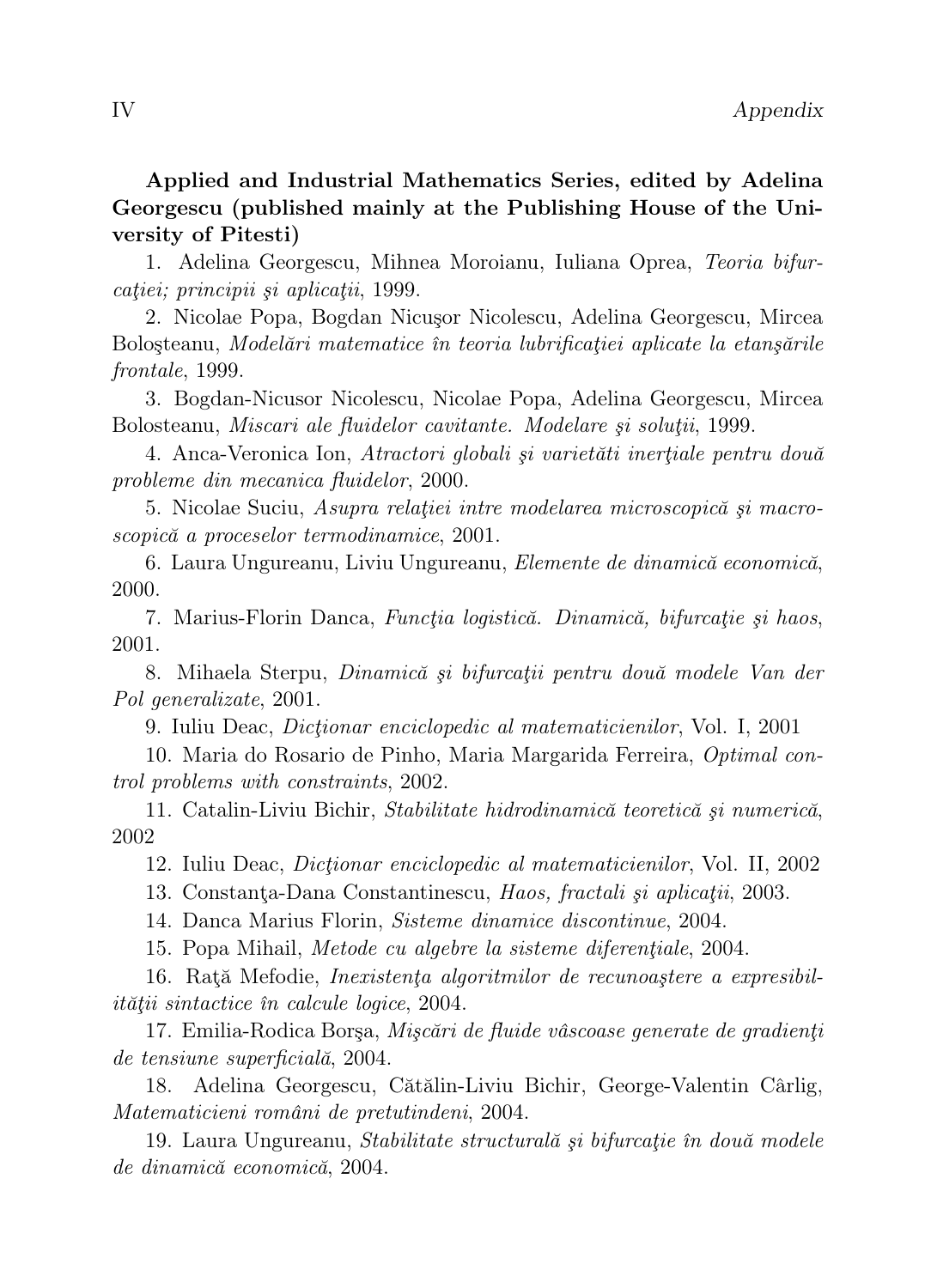**Applied and Industrial Mathematics Series, edited by Adelina Georgescu (published mainly at the Publishing House of the University of Pitesti)**

1. Adelina Georgescu, Mihnea Moroianu, Iuliana Oprea, *Teoria bifurcaţiei; principii şi aplicaţii*, 1999.

2. Nicolae Popa, Bogdan Nicuşor Nicolescu, Adelina Georgescu, Mircea Boloşteanu, *Modelări matematice în teoria lubrificaţiei aplicate la etanşările frontale*, 1999.

3. Bogdan-Nicusor Nicolescu, Nicolae Popa, Adelina Georgescu, Mircea Bolosteanu, *Miscari ale fluidelor cavitante. Modelare şi soluţii*, 1999.

4. Anca-Veronica Ion, *Atractori globali şi varietăti inerţiale pentru două probleme din mecanica fluidelor*, 2000.

5. Nicolae Suciu, *Asupra relaţiei intre modelarea microscopică şi macroscopică a proceselor termodinamice*, 2001.

6. Laura Ungureanu, Liviu Ungureanu, *Elemente de dinamică economică*, 2000.

7. Marius-Florin Danca, *Funcţia logistică. Dinamică, bifurcaţie şi haos*, 2001.

8. Mihaela Sterpu, *Dinamică şi bifurcaţii pentru două modele Van der Pol generalizate*, 2001.

9. Iuliu Deac, *Dicţionar enciclopedic al matematicienilor*, Vol. I, 2001

10. Maria do Rosario de Pinho, Maria Margarida Ferreira, *Optimal control problems with constraints*, 2002.

11. Catalin-Liviu Bichir, *Stabilitate hidrodinamică teoretică şi numerică*, 2002

12. Iuliu Deac, *Dicţionar enciclopedic al matematicienilor*, Vol. II, 2002

13. Constanţa-Dana Constantinescu, *Haos, fractali şi aplicaţii*, 2003.

14. Danca Marius Florin, *Sisteme dinamice discontinue*, 2004.

15. Popa Mihail, *Metode cu algebre la sisteme diferenţiale*, 2004.

16. Raţă Mefodie, *Inexistenţa algoritmilor de recunoaştere a expresibilităţii sintactice în calcule logice*, 2004.

17. Emilia-Rodica Borşa, *Mişcări de fluide vâscoase generate de gradienţi de tensiune superficială*, 2004.

18. Adelina Georgescu, Cătălin-Liviu Bichir, George-Valentin Cârlig, *Matematicieni români de pretutindeni*, 2004.

19. Laura Ungureanu, *Stabilitate structurală şi bifurcaţie în două modele de dinamică economică*, 2004.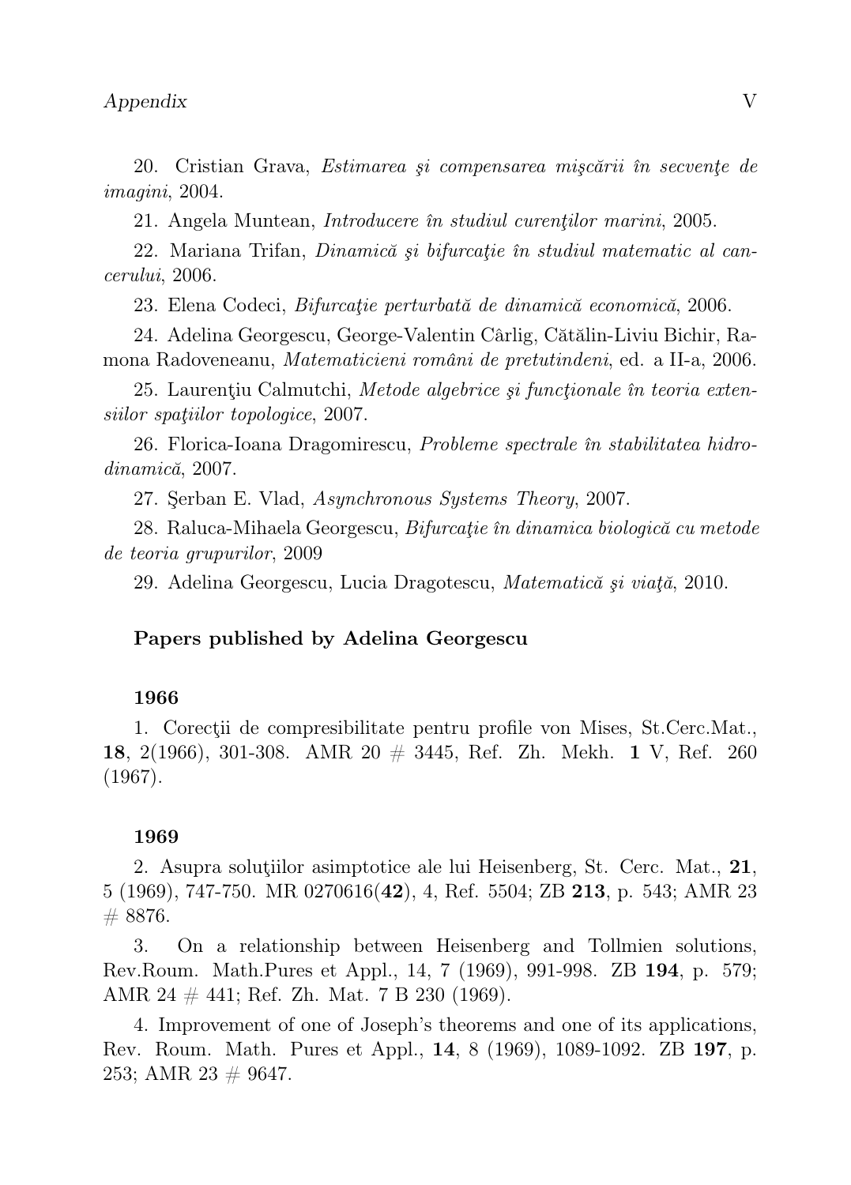20. Cristian Grava, *Estimarea şi compensarea mişcării în secvenţe de imagini*, 2004.

21. Angela Muntean, *Introducere în studiul curenţilor marini*, 2005.

22. Mariana Trifan, *Dinamică şi bifurcaţie în studiul matematic al cancerului*, 2006.

23. Elena Codeci, *Bifurcaţie perturbată de dinamică economică*, 2006.

24. Adelina Georgescu, George-Valentin Cârlig, Cătălin-Liviu Bichir, Ramona Radoveneanu, *Matematicieni români de pretutindeni*, ed. a II-a, 2006.

25. Laurenţiu Calmutchi, *Metode algebrice şi funcţionale în teoria extensiilor spaţiilor topologice*, 2007.

26. Florica-Ioana Dragomirescu, *Probleme spectrale în stabilitatea hidrodinamică*, 2007.

27. Şerban E. Vlad, *Asynchronous Systems Theory*, 2007.

28. Raluca-Mihaela Georgescu, *Bifurcaţie în dinamica biologică cu metode de teoria grupurilor*, 2009

29. Adelina Georgescu, Lucia Dragotescu, *Matematică şi viaţă*, 2010.

**Papers published by Adelina Georgescu**

**1966**

1. Corecţii de compresibilitate pentru profile von Mises, St.Cerc.Mat., **18**, 2(1966), 301-308. AMR 20 # 3445, Ref. Zh. Mekh. **1** V, Ref. 260 (1967).

**1969**

2. Asupra soluţiilor asimptotice ale lui Heisenberg, St. Cerc. Mat., **21**, 5 (1969), 747-750. MR 0270616(**42**), 4, Ref. 5504; ZB **213**, p. 543; AMR 23 # 8876.

3. On a relationship between Heisenberg and Tollmien solutions, Rev.Roum. Math.Pures et Appl., 14, 7 (1969), 991-998. ZB **194**, p. 579; AMR 24 # 441; Ref. Zh. Mat. 7 B 230 (1969).

4. Improvement of one of Joseph's theorems and one of its applications, Rev. Roum. Math. Pures et Appl., **14**, 8 (1969), 1089-1092. ZB **197**, p. 253; AMR 23 # 9647.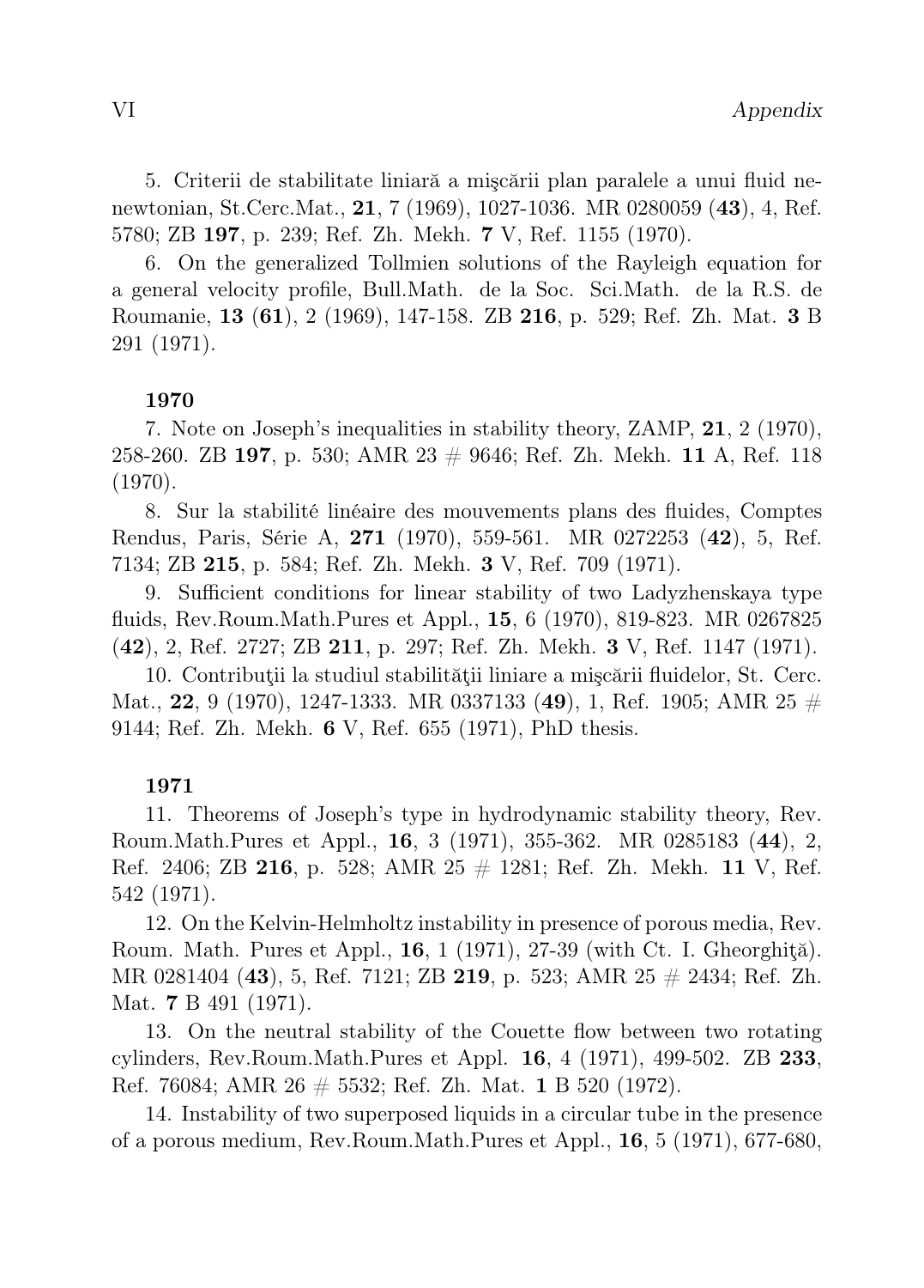5. Criterii de stabilitate liniară a mişcării plan paralele a unui fluid nenewtonian, St.Cerc.Mat., **21**, 7 (1969), 1027-1036. MR 0280059 (**43**), 4, Ref. 5780; ZB **197**, p. 239; Ref. Zh. Mekh. **7** V, Ref. 1155 (1970).

6. On the generalized Tollmien solutions of the Rayleigh equation for a general velocity profile, Bull.Math. de la Soc. Sci.Math. de la R.S. de Roumanie, **13** (**61**), 2 (1969), 147-158. ZB **216**, p. 529; Ref. Zh. Mat. **3** B 291 (1971).

**1970**

7. Note on Joseph's inequalities in stability theory, ZAMP, **21**, 2 (1970), 258-260. ZB **197**, p. 530; AMR 23 # 9646; Ref. Zh. Mekh. **11** A, Ref. 118 (1970).

8. Sur la stabilité linéaire des mouvements plans des fluides, Comptes Rendus, Paris, Série A, **271** (1970), 559-561. MR 0272253 (**42**), 5, Ref. 7134; ZB **215**, p. 584; Ref. Zh. Mekh. **3** V, Ref. 709 (1971).

9. Sufficient conditions for linear stability of two Ladyzhenskaya type fluids, Rev.Roum.Math.Pures et Appl., **15**, 6 (1970), 819-823. MR 0267825 (**42**), 2, Ref. 2727; ZB **211**, p. 297; Ref. Zh. Mekh. **3** V, Ref. 1147 (1971).

10. Contribuţii la studiul stabilităţii liniare a mişcării fluidelor, St. Cerc. Mat., **22**, 9 (1970), 1247-1333. MR 0337133 (**49**), 1, Ref. 1905; AMR 25 # 9144; Ref. Zh. Mekh. **6** V, Ref. 655 (1971), PhD thesis.

**1971**

11. Theorems of Joseph's type in hydrodynamic stability theory, Rev. Roum.Math.Pures et Appl., **16**, 3 (1971), 355-362. MR 0285183 (**44**), 2, Ref. 2406; ZB **216**, p. 528; AMR 25 # 1281; Ref. Zh. Mekh. **11** V, Ref. 542 (1971).

12. On the Kelvin-Helmholtz instability in presence of porous media, Rev. Roum. Math. Pures et Appl., **16**, 1 (1971), 27-39 (with Ct. I. Gheorghiţă). MR 0281404 (**43**), 5, Ref. 7121; ZB **219**, p. 523; AMR 25 # 2434; Ref. Zh. Mat. **7** B 491 (1971).

13. On the neutral stability of the Couette flow between two rotating cylinders, Rev.Roum.Math.Pures et Appl. **16**, 4 (1971), 499-502. ZB **233**, Ref. 76084; AMR 26 # 5532; Ref. Zh. Mat. **1** B 520 (1972).

14. Instability of two superposed liquids in a circular tube in the presence of a porous medium, Rev.Roum.Math.Pures et Appl., **16**, 5 (1971), 677-680,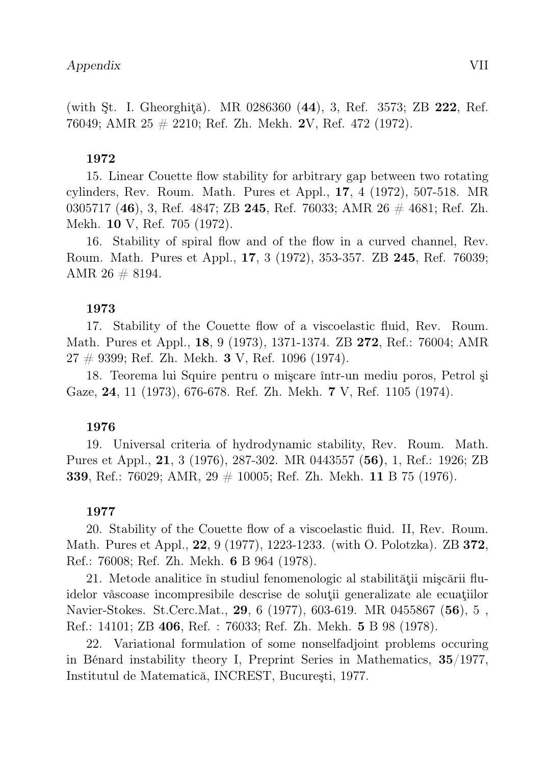(with Şt. I. Gheorghiţă). MR 0286360 (**44**), 3, Ref. 3573; ZB **222**, Ref. 76049; AMR 25 # 2210; Ref. Zh. Mekh. **2**V, Ref. 472 (1972).

**1972**

15. Linear Couette flow stability for arbitrary gap between two rotating cylinders, Rev. Roum. Math. Pures et Appl., **17**, 4 (1972), 507-518. MR 0305717 (**46**), 3, Ref. 4847; ZB **245**, Ref. 76033; AMR 26 # 4681; Ref. Zh. Mekh. **10** V, Ref. 705 (1972).

16. Stability of spiral flow and of the flow in a curved channel, Rev. Roum. Math. Pures et Appl., **17**, 3 (1972), 353-357. ZB **245**, Ref. 76039; AMR 26 # 8194.

**1973**

17. Stability of the Couette flow of a viscoelastic fluid, Rev. Roum. Math. Pures et Appl., **18**, 9 (1973), 1371-1374. ZB **272**, Ref.: 76004; AMR 27 # 9399; Ref. Zh. Mekh. **3** V, Ref. 1096 (1974).

18. Teorema lui Squire pentru o mişcare într-un mediu poros, Petrol şi Gaze, **24**, 11 (1973), 676-678. Ref. Zh. Mekh. **7** V, Ref. 1105 (1974).

**1976**

19. Universal criteria of hydrodynamic stability, Rev. Roum. Math. Pures et Appl., **21**, 3 (1976), 287-302. MR 0443557 (**56**), 1, Ref.: 1926; ZB **339**, Ref.: 76029; AMR, 29 # 10005; Ref. Zh. Mekh. **11** B 75 (1976).

**1977**

20. Stability of the Couette flow of a viscoelastic fluid. II, Rev. Roum. Math. Pures et Appl., **22**, 9 (1977), 1223-1233. (with O. Polotzka). ZB **372**, Ref.: 76008; Ref. Zh. Mekh. **6** B 964 (1978).

21. Metode analitice în studiul fenomenologic al stabilităţii mişcării fluidelor vâscoase incompresibile descrise de soluţii generalizate ale ecuaţiilor Navier-Stokes. St.Cerc.Mat., **29**, 6 (1977), 603-619. MR 0455867 (**56**), 5 , Ref.: 14101; ZB **406**, Ref. : 76033; Ref. Zh. Mekh. **5** B 98 (1978).

22. Variational formulation of some nonselfadjoint problems occuring in Bénard instability theory I, Preprint Series in Mathematics, **35**/1977, Institutul de Matematică, INCREST, Bucureşti, 1977.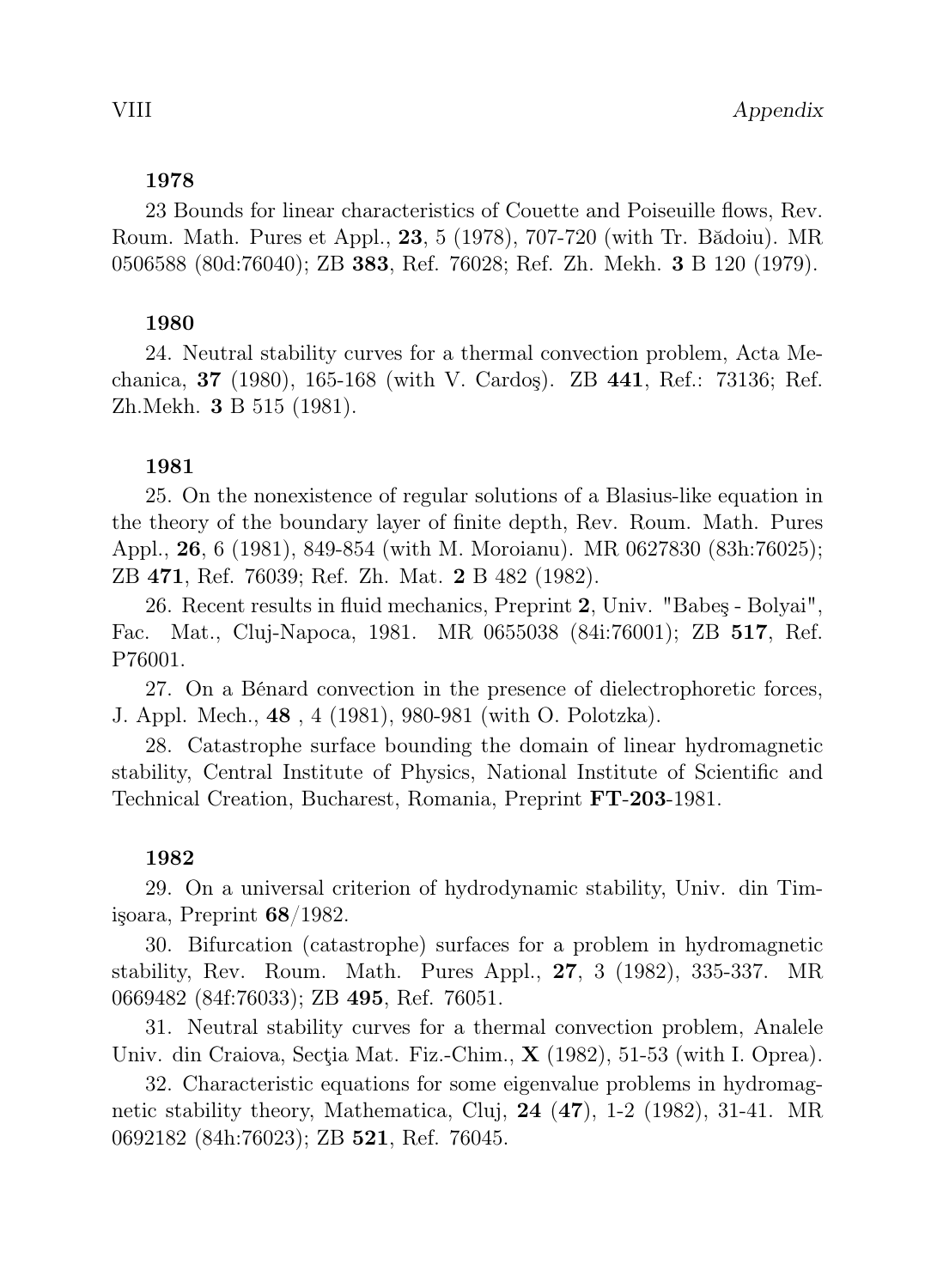**1978**

23 Bounds for linear characteristics of Couette and Poiseuille flows, Rev. Roum. Math. Pures et Appl., **23**, 5 (1978), 707-720 (with Tr. Bădoiu). MR 0506588 (80d:76040); ZB **383**, Ref. 76028; Ref. Zh. Mekh. **3** B 120 (1979).

**1980**

24. Neutral stability curves for a thermal convection problem, Acta Mechanica, **37** (1980), 165-168 (with V. Cardoş). ZB **441**, Ref.: 73136; Ref. Zh.Mekh. **3** B 515 (1981).

**1981**

25. On the nonexistence of regular solutions of a Blasius-like equation in the theory of the boundary layer of finite depth, Rev. Roum. Math. Pures Appl., **26**, 6 (1981), 849-854 (with M. Moroianu). MR 0627830 (83h:76025); ZB **471**, Ref. 76039; Ref. Zh. Mat. **2** B 482 (1982).

26. Recent results in fluid mechanics, Preprint **2**, Univ. "Babeş - Bolyai", Fac. Mat., Cluj-Napoca, 1981. MR 0655038 (84i:76001); ZB **517**, Ref. P76001.

27. On a Bénard convection in the presence of dielectrophoretic forces, J. Appl. Mech., **48** , 4 (1981), 980-981 (with O. Polotzka).

28. Catastrophe surface bounding the domain of linear hydromagnetic stability, Central Institute of Physics, National Institute of Scientific and Technical Creation, Bucharest, Romania, Preprint **FT-203**-1981.

**1982**

29. On a universal criterion of hydrodynamic stability, Univ. din Timişoara, Preprint **68**/1982.

30. Bifurcation (catastrophe) surfaces for a problem in hydromagnetic stability, Rev. Roum. Math. Pures Appl., **27**, 3 (1982), 335-337. MR 0669482 (84f:76033); ZB **495**, Ref. 76051.

31. Neutral stability curves for a thermal convection problem, Analele Univ. din Craiova, Secţia Mat. Fiz.-Chim., **X** (1982), 51-53 (with I. Oprea).

32. Characteristic equations for some eigenvalue problems in hydromagnetic stability theory, Mathematica, Cluj, **24** (**47**), 1-2 (1982), 31-41. MR 0692182 (84h:76023); ZB **521**, Ref. 76045.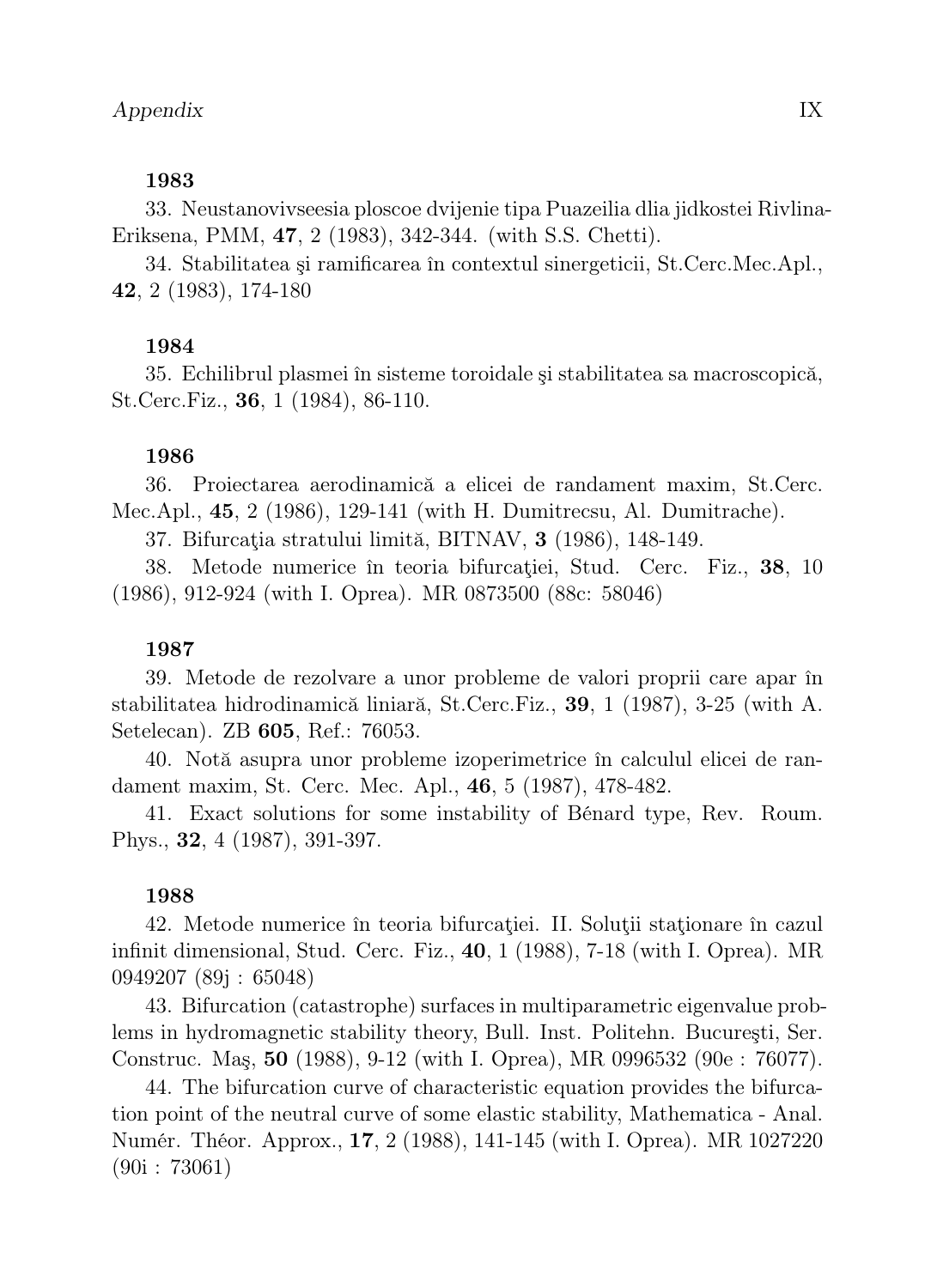**1983**

33. Neustanovivseesia ploscoe dvijenie tipa Puazeilia dlia jidkostei Rivlina-Eriksena, PMM, **47**, 2 (1983), 342-344. (with S.S. Chetti).

34. Stabilitatea şi ramificarea în contextul sinergeticii, St.Cerc.Mec.Apl., **42**, 2 (1983), 174-180

**1984**

35. Echilibrul plasmei în sisteme toroidale şi stabilitatea sa macroscopică, St.Cerc.Fiz., **36**, 1 (1984), 86-110.

**1986**

36. Proiectarea aerodinamică a elicei de randament maxim, St.Cerc. Mec.Apl., **45**, 2 (1986), 129-141 (with H. Dumitrecsu, Al. Dumitrache).

37. Bifurcaţia stratului limită, BITNAV, **3** (1986), 148-149.

38. Metode numerice în teoria bifurcaţiei, Stud. Cerc. Fiz., **38**, 10 (1986), 912-924 (with I. Oprea). MR 0873500 (88c: 58046)

**1987**

39. Metode de rezolvare a unor probleme de valori proprii care apar în stabilitatea hidrodinamică liniară, St.Cerc.Fiz., **39**, 1 (1987), 3-25 (with A. Setelecan). ZB **605**, Ref.: 76053.

40. Notă asupra unor probleme izoperimetrice în calculul elicei de randament maxim, St. Cerc. Mec. Apl., **46**, 5 (1987), 478-482.

41. Exact solutions for some instability of Bénard type, Rev. Roum. Phys., **32**, 4 (1987), 391-397.

**1988**

42. Metode numerice în teoria bifurcaţiei. II. Soluţii staţionare în cazul infinit dimensional, Stud. Cerc. Fiz., **40**, 1 (1988), 7-18 (with I. Oprea). MR 0949207 (89j : 65048)

43. Bifurcation (catastrophe) surfaces in multiparametric eigenvalue problems in hydromagnetic stability theory, Bull. Inst. Politehn. Bucureşti, Ser. Construc. Maş, **50** (1988), 9-12 (with I. Oprea), MR 0996532 (90e : 76077).

44. The bifurcation curve of characteristic equation provides the bifurcation point of the neutral curve of some elastic stability, Mathematica - Anal. Numér. Théor. Approx., **17**, 2 (1988), 141-145 (with I. Oprea). MR 1027220 (90i : 73061)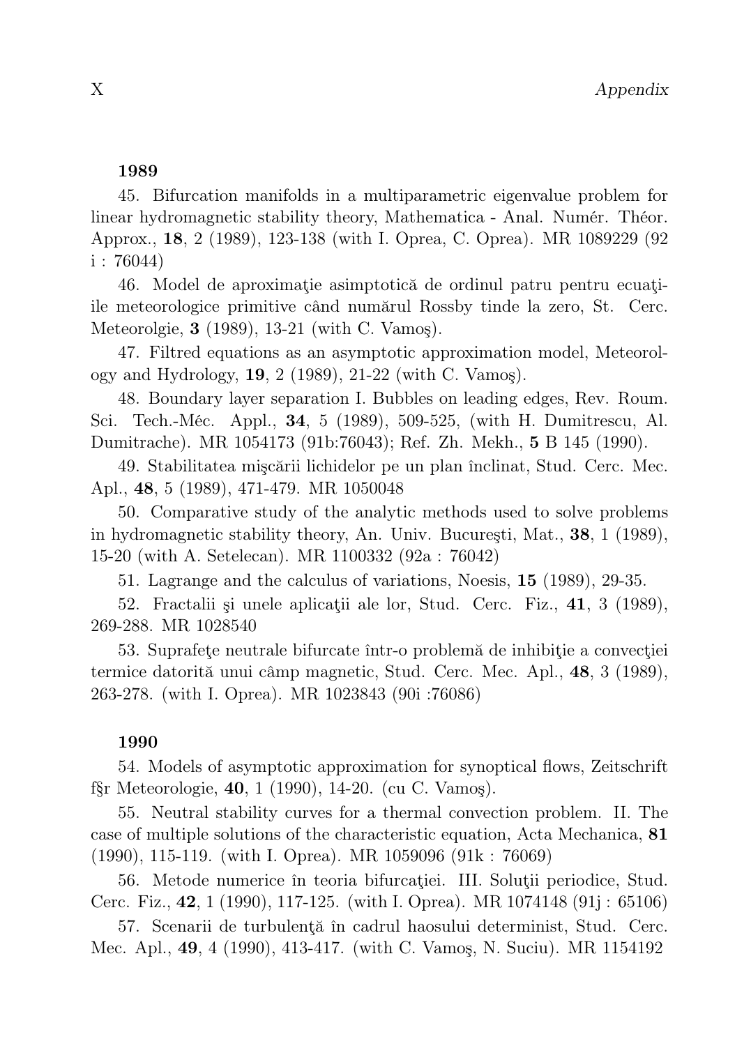**1989**

45. Bifurcation manifolds in a multiparametric eigenvalue problem for linear hydromagnetic stability theory, Mathematica - Anal. Numér. Théor. Approx., **18**, 2 (1989), 123-138 (with I. Oprea, C. Oprea). MR 1089229 (92 i : 76044)

46. Model de aproximaţie asimptotică de ordinul patru pentru ecuaţiile meteorologice primitive când numărul Rossby tinde la zero, St. Cerc. Meteorolgie, **3** (1989), 13-21 (with C. Vamoş).

47. Filtred equations as an asymptotic approximation model, Meteorology and Hydrology, **19**, 2 (1989), 21-22 (with C. Vamoş).

48. Boundary layer separation I. Bubbles on leading edges, Rev. Roum. Sci. Tech.-Méc. Appl., **34**, 5 (1989), 509-525, (with H. Dumitrescu, Al. Dumitrache). MR 1054173 (91b:76043); Ref. Zh. Mekh., **5** B 145 (1990).

49. Stabilitatea mişcării lichidelor pe un plan înclinat, Stud. Cerc. Mec. Apl., **48**, 5 (1989), 471-479. MR 1050048

50. Comparative study of the analytic methods used to solve problems in hydromagnetic stability theory, An. Univ. Bucureşti, Mat., **38**, 1 (1989), 15-20 (with A. Setelecan). MR 1100332 (92a : 76042)

51. Lagrange and the calculus of variations, Noesis, **15** (1989), 29-35.

52. Fractalii şi unele aplicaţii ale lor, Stud. Cerc. Fiz., **41**, 3 (1989), 269-288. MR 1028540

53. Suprafeţe neutrale bifurcate într-o problemă de inhibiţie a convecţiei termice datorită unui câmp magnetic, Stud. Cerc. Mec. Apl., **48**, 3 (1989), 263-278. (with I. Oprea). MR 1023843 (90i :76086)

**1990**

54. Models of asymptotic approximation for synoptical flows, Zeitschrift f§r Meteorologie, **40**, 1 (1990), 14-20. (cu C. Vamoş).

55. Neutral stability curves for a thermal convection problem. II. The case of multiple solutions of the characteristic equation, Acta Mechanica, **81** (1990), 115-119. (with I. Oprea). MR 1059096 (91k : 76069)

56. Metode numerice în teoria bifurcaţiei. III. Soluţii periodice, Stud. Cerc. Fiz., **42**, 1 (1990), 117-125. (with I. Oprea). MR 1074148 (91j : 65106)

57. Scenarii de turbulenţă în cadrul haosului determinist, Stud. Cerc. Mec. Apl., **49**, 4 (1990), 413-417. (with C. Vamoş, N. Suciu). MR 1154192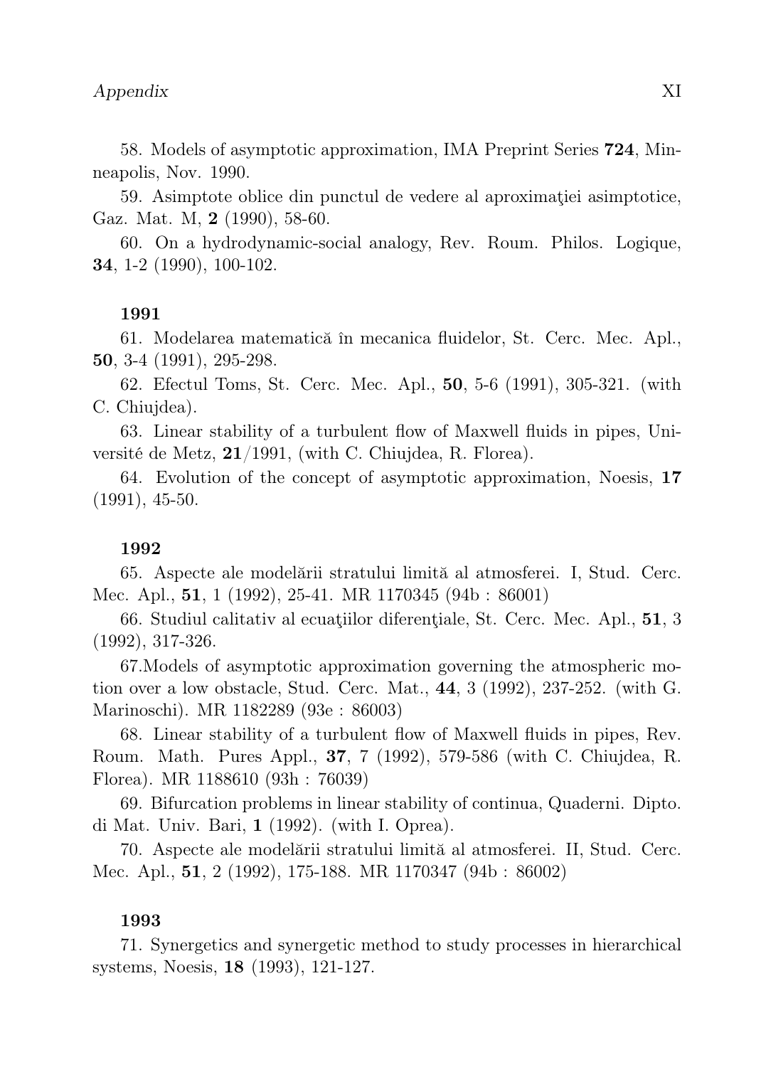58. Models of asymptotic approximation, IMA Preprint Series **724**, Minneapolis, Nov. 1990.

59. Asimptote oblice din punctul de vedere al aproximaţiei asimptotice, Gaz. Mat. M, **2** (1990), 58-60.

60. On a hydrodynamic-social analogy, Rev. Roum. Philos. Logique, **34**, 1-2 (1990), 100-102.

**1991**

61. Modelarea matematică în mecanica fluidelor, St. Cerc. Mec. Apl., **50**, 3-4 (1991), 295-298.

62. Efectul Toms, St. Cerc. Mec. Apl., **50**, 5-6 (1991), 305-321. (with C. Chiujdea).

63. Linear stability of a turbulent flow of Maxwell fluids in pipes, Université de Metz, **21**/1991, (with C. Chiujdea, R. Florea).

64. Evolution of the concept of asymptotic approximation, Noesis, **17** (1991), 45-50.

**1992**

65. Aspecte ale modelării stratului limită al atmosferei. I, Stud. Cerc. Mec. Apl., **51**, 1 (1992), 25-41. MR 1170345 (94b : 86001)

66. Studiul calitativ al ecuaţiilor diferenţiale, St. Cerc. Mec. Apl., **51**, 3 (1992), 317-326.

67.Models of asymptotic approximation governing the atmospheric motion over a low obstacle, Stud. Cerc. Mat., **44**, 3 (1992), 237-252. (with G. Marinoschi). MR 1182289 (93e : 86003)

68. Linear stability of a turbulent flow of Maxwell fluids in pipes, Rev. Roum. Math. Pures Appl., **37**, 7 (1992), 579-586 (with C. Chiujdea, R. Florea). MR 1188610 (93h : 76039)

69. Bifurcation problems in linear stability of continua, Quaderni. Dipto. di Mat. Univ. Bari, **1** (1992). (with I. Oprea).

70. Aspecte ale modelării stratului limită al atmosferei. II, Stud. Cerc. Mec. Apl., **51**, 2 (1992), 175-188. MR 1170347 (94b : 86002)

**1993**

71. Synergetics and synergetic method to study processes in hierarchical systems, Noesis, **18** (1993), 121-127.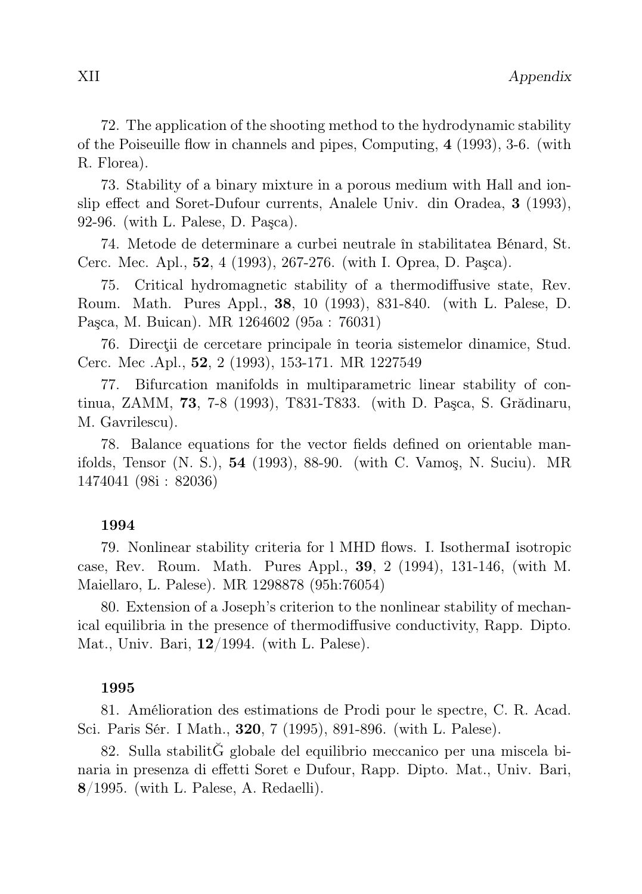72. The application of the shooting method to the hydrodynamic stability of the Poiseuille flow in channels and pipes, Computing, **4** (1993), 3-6. (with R. Florea).

73. Stability of a binary mixture in a porous medium with Hall and ion-slip effect and Soret-Dufour currents, Analele Univ. din Oradea, **3** (1993), 92-96. (with L. Palese, D. Paşca).

74. Metode de determinare a curbei neutrale în stabilitatea Bénard, St. Cerc. Mec. Apl., **52**, 4 (1993), 267-276. (with I. Oprea, D. Paşca).

75. Critical hydromagnetic stability of a thermodiffusive state, Rev. Roum. Math. Pures Appl., **38**, 10 (1993), 831-840. (with L. Palese, D. Paşca, M. Buican). MR 1264602 (95a : 76031)

76. Direcţii de cercetare principale în teoria sistemelor dinamice, Stud. Cerc. Mec .Apl., **52**, 2 (1993), 153-171. MR 1227549

77. Bifurcation manifolds in multiparametric linear stability of continua, ZAMM, **73**, 7-8 (1993), T831-T833. (with D. Paşca, S. Grădinaru, M. Gavrilescu).

78. Balance equations for the vector fields defined on orientable manifolds, Tensor (N. S.), **54** (1993), 88-90. (with C. Vamoş, N. Suciu). MR 1474041 (98i : 82036)

**1994**

79. Nonlinear stability criteria for l MHD flows. I. IsothermaI isotropic case, Rev. Roum. Math. Pures Appl., **39**, 2 (1994), 131-146, (with M. Maiellaro, L. Palese). MR 1298878 (95h:76054)

80. Extension of a Joseph's criterion to the nonlinear stability of mechanical equilibria in the presence of thermodiffusive conductivity, Rapp. Dipto. Mat., Univ. Bari, **12**/1994. (with L. Palese).

**1995**

81. Amélioration des estimations de Prodi pour le spectre, C. R. Acad. Sci. Paris Sér. I Math., **320**, 7 (1995), 891-896. (with L. Palese).

82. Sulla stabilitĞ globale del equilibrio meccanico per una miscela binaria in presenza di effetti Soret e Dufour, Rapp. Dipto. Mat., Univ. Bari, **8**/1995. (with L. Palese, A. Redaelli).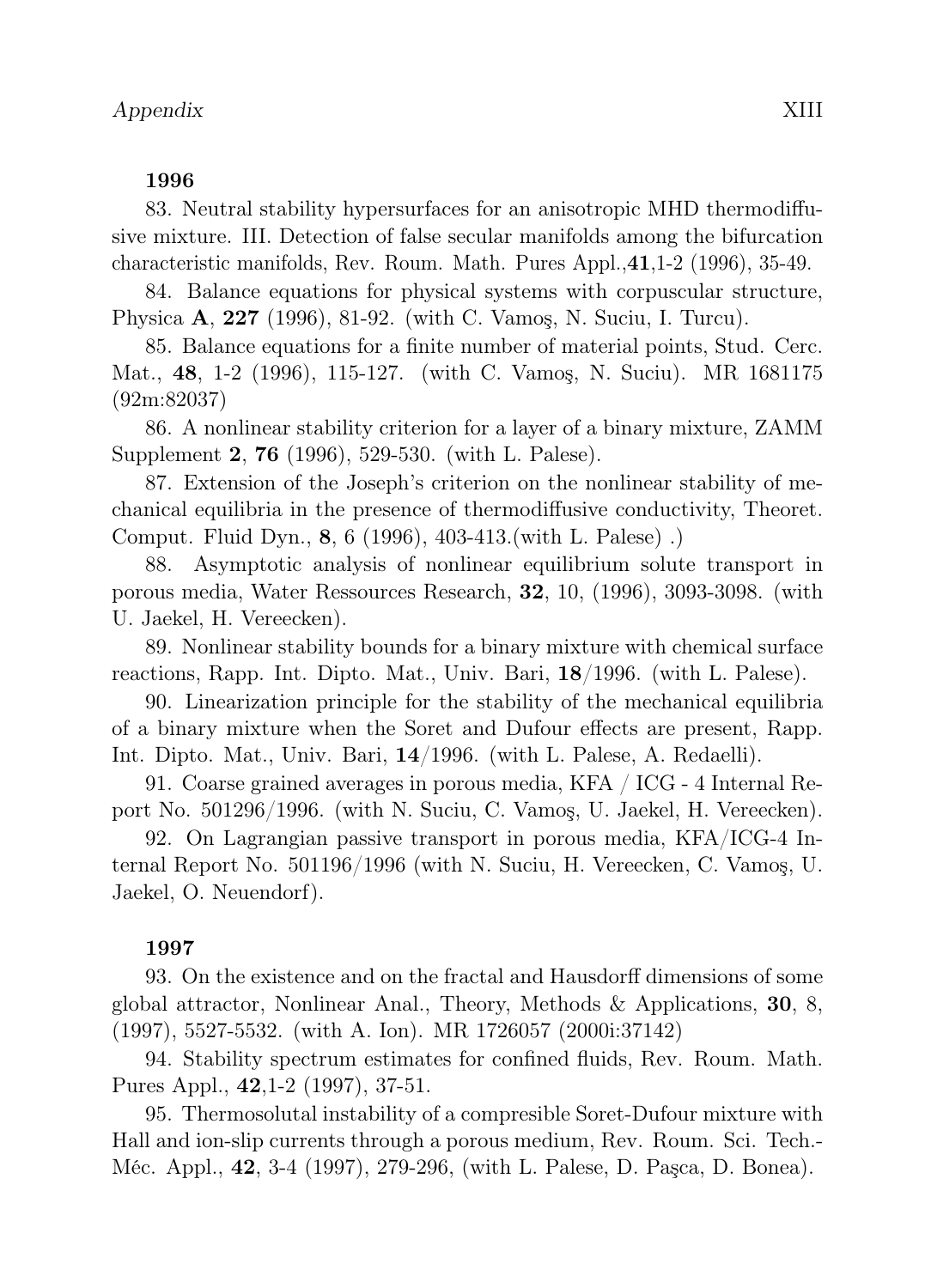**1996**

83. Neutral stability hypersurfaces for an anisotropic MHD thermodiffusive mixture. III. Detection of false secular manifolds among the bifurcation characteristic manifolds, Rev. Roum. Math. Pures Appl.,**41**,1-2 (1996), 35-49.

84. Balance equations for physical systems with corpuscular structure, Physica **A**, **227** (1996), 81-92. (with C. Vamoş, N. Suciu, I. Turcu).

85. Balance equations for a finite number of material points, Stud. Cerc. Mat., **48**, 1-2 (1996), 115-127. (with C. Vamoş, N. Suciu). MR 1681175 (92m:82037)

86. A nonlinear stability criterion for a layer of a binary mixture, ZAMM Supplement **2**, **76** (1996), 529-530. (with L. Palese).

87. Extension of the Joseph's criterion on the nonlinear stability of mechanical equilibria in the presence of thermodiffusive conductivity, Theoret. Comput. Fluid Dyn., **8**, 6 (1996), 403-413.(with L. Palese) .)

88. Asymptotic analysis of nonlinear equilibrium solute transport in porous media, Water Ressources Research, **32**, 10, (1996), 3093-3098. (with U. Jaekel, H. Vereecken).

89. Nonlinear stability bounds for a binary mixture with chemical surface reactions, Rapp. Int. Dipto. Mat., Univ. Bari, **18**/1996. (with L. Palese).

90. Linearization principle for the stability of the mechanical equilibria of a binary mixture when the Soret and Dufour effects are present, Rapp. Int. Dipto. Mat., Univ. Bari, **14**/1996. (with L. Palese, A. Redaelli).

91. Coarse grained averages in porous media, KFA / ICG - 4 Internal Report No. 501296/1996. (with N. Suciu, C. Vamoş, U. Jaekel, H. Vereecken).

92. On Lagrangian passive transport in porous media, KFA/ICG-4 Internal Report No. 501196/1996 (with N. Suciu, H. Vereecken, C. Vamoş, U. Jaekel, O. Neuendorf).

**1997**

93. On the existence and on the fractal and Hausdorff dimensions of some global attractor, Nonlinear Anal., Theory, Methods & Applications, **30**, 8, (1997), 5527-5532. (with A. Ion). MR 1726057 (2000i:37142)

94. Stability spectrum estimates for confined fluids, Rev. Roum. Math. Pures Appl., **42**,1-2 (1997), 37-51.

95. Thermosolutal instability of a compresible Soret-Dufour mixture with Hall and ion-slip currents through a porous medium, Rev. Roum. Sci. Tech.-Méc. Appl., **42**, 3-4 (1997), 279-296, (with L. Palese, D. Paşca, D. Bonea).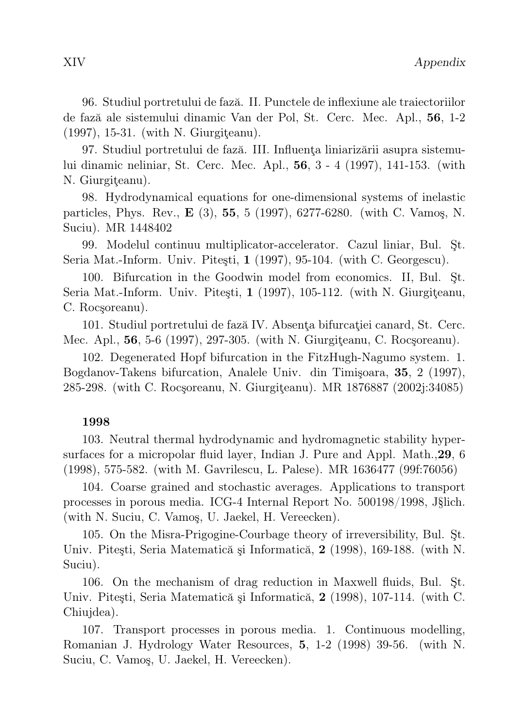96. Studiul portretului de fază. II. Punctele de inflexiune ale traiectoriilor de fază ale sistemului dinamic Van der Pol, St. Cerc. Mec. Apl., **56**, 1-2 (1997), 15-31. (with N. Giurgiţeanu).

97. Studiul portretului de fază. III. Influenţa liniarizării asupra sistemului dinamic neliniar, St. Cerc. Mec. Apl., **56**, 3 - 4 (1997), 141-153. (with N. Giurgiţeanu).

98. Hydrodynamical equations for one-dimensional systems of inelastic particles, Phys. Rev., **E** (3), **55**, 5 (1997), 6277-6280. (with C. Vamoş, N. Suciu). MR 1448402

99. Modelul continuu multiplicator-accelerator. Cazul liniar, Bul. Şt. Seria Mat.-Inform. Univ. Piteşti, **1** (1997), 95-104. (with C. Georgescu).

100. Bifurcation in the Goodwin model from economics. II, Bul. Şt. Seria Mat.-Inform. Univ. Piteşti, **1** (1997), 105-112. (with N. Giurgiţeanu, C. Rocşoreanu).

101. Studiul portretului de fază IV. Absenţa bifurcaţiei canard, St. Cerc. Mec. Apl., **56**, 5-6 (1997), 297-305. (with N. Giurgiţeanu, C. Rocşoreanu).

102. Degenerated Hopf bifurcation in the FitzHugh-Nagumo system. 1. Bogdanov-Takens bifurcation, Analele Univ. din Timişoara, **35**, 2 (1997), 285-298. (with C. Rocşoreanu, N. Giurgiţeanu). MR 1876887 (2002j:34085)

**1998**

103. Neutral thermal hydrodynamic and hydromagnetic stability hypersurfaces for a micropolar fluid layer, Indian J. Pure and Appl. Math.,**29**, 6 (1998), 575-582. (with M. Gavrilescu, L. Palese). MR 1636477 (99f:76056)

104. Coarse grained and stochastic averages. Applications to transport processes in porous media. ICG-4 Internal Report No. 500198/1998, J§lich. (with N. Suciu, C. Vamoş, U. Jaekel, H. Vereecken).

105. On the Misra-Prigogine-Courbage theory of irreversibility, Bul. Şt. Univ. Piteşti, Seria Matematică şi Informatică, **2** (1998), 169-188. (with N. Suciu).

106. On the mechanism of drag reduction in Maxwell fluids, Bul. Şt. Univ. Piteşti, Seria Matematică şi Informatică, **2** (1998), 107-114. (with C. Chiujdea).

107. Transport processes in porous media. 1. Continuous modelling, Romanian J. Hydrology Water Resources, **5**, 1-2 (1998) 39-56. (with N. Suciu, C. Vamoş, U. Jaekel, H. Vereecken).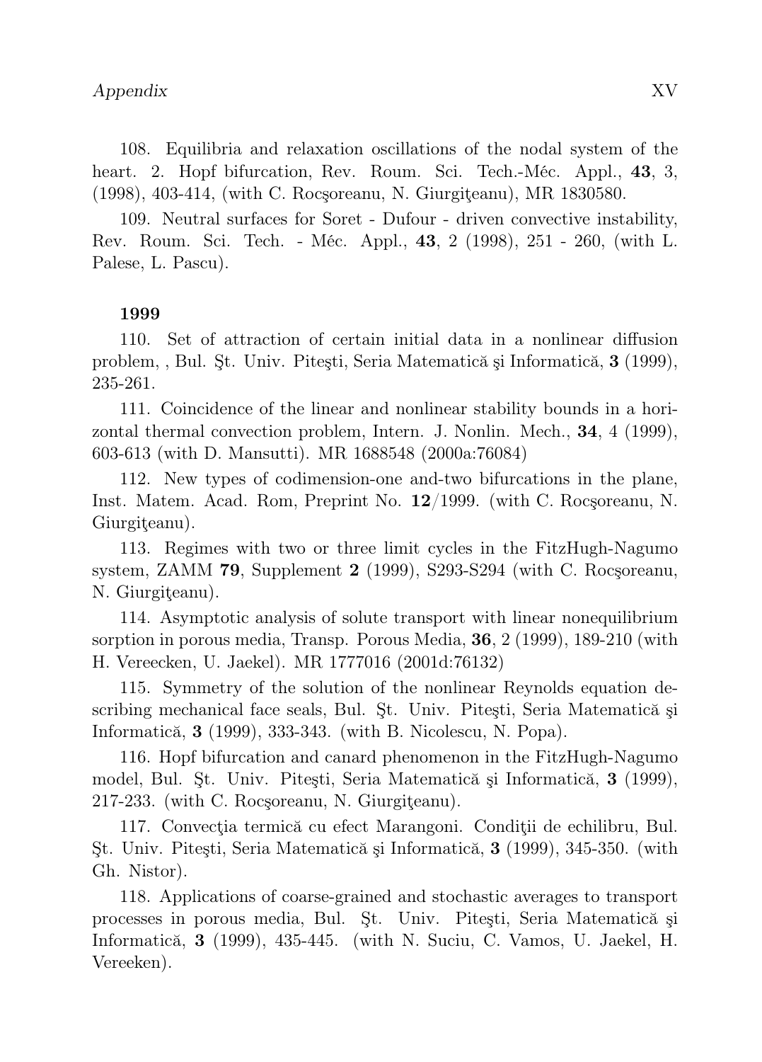108. Equilibria and relaxation oscillations of the nodal system of the heart. 2. Hopf bifurcation, Rev. Roum. Sci. Tech.-Méc. Appl., **43**, 3, (1998), 403-414, (with C. Rocşoreanu, N. Giurgiţeanu), MR 1830580.

109. Neutral surfaces for Soret - Dufour - driven convective instability, Rev. Roum. Sci. Tech. - Méc. Appl., **43**, 2 (1998), 251 - 260, (with L. Palese, L. Pascu).

**1999**

110. Set of attraction of certain initial data in a nonlinear diffusion problem, , Bul. Şt. Univ. Piteşti, Seria Matematică şi Informatică, **3** (1999), 235-261.

111. Coincidence of the linear and nonlinear stability bounds in a horizontal thermal convection problem, Intern. J. Nonlin. Mech., **34**, 4 (1999), 603-613 (with D. Mansutti). MR 1688548 (2000a:76084)

112. New types of codimension-one and-two bifurcations in the plane, Inst. Matem. Acad. Rom, Preprint No. **12**/1999. (with C. Rocşoreanu, N. Giurgiţeanu).

113. Regimes with two or three limit cycles in the FitzHugh-Nagumo system, ZAMM **79**, Supplement **2** (1999), S293-S294 (with C. Rocşoreanu, N. Giurgiţeanu).

114. Asymptotic analysis of solute transport with linear nonequilibrium sorption in porous media, Transp. Porous Media, **36**, 2 (1999), 189-210 (with H. Vereecken, U. Jaekel). MR 1777016 (2001d:76132)

115. Symmetry of the solution of the nonlinear Reynolds equation describing mechanical face seals, Bul. Şt. Univ. Piteşti, Seria Matematică şi Informatică, **3** (1999), 333-343. (with B. Nicolescu, N. Popa).

116. Hopf bifurcation and canard phenomenon in the FitzHugh-Nagumo model, Bul. Şt. Univ. Piteşti, Seria Matematică şi Informatică, **3** (1999), 217-233. (with C. Rocşoreanu, N. Giurgiţeanu).

117. Convecţia termică cu efect Marangoni. Condiţii de echilibru, Bul. Şt. Univ. Piteşti, Seria Matematică şi Informatică, **3** (1999), 345-350. (with Gh. Nistor).

118. Applications of coarse-grained and stochastic averages to transport processes in porous media, Bul. Şt. Univ. Piteşti, Seria Matematică şi Informatică, **3** (1999), 435-445. (with N. Suciu, C. Vamos, U. Jaekel, H. Vereeken).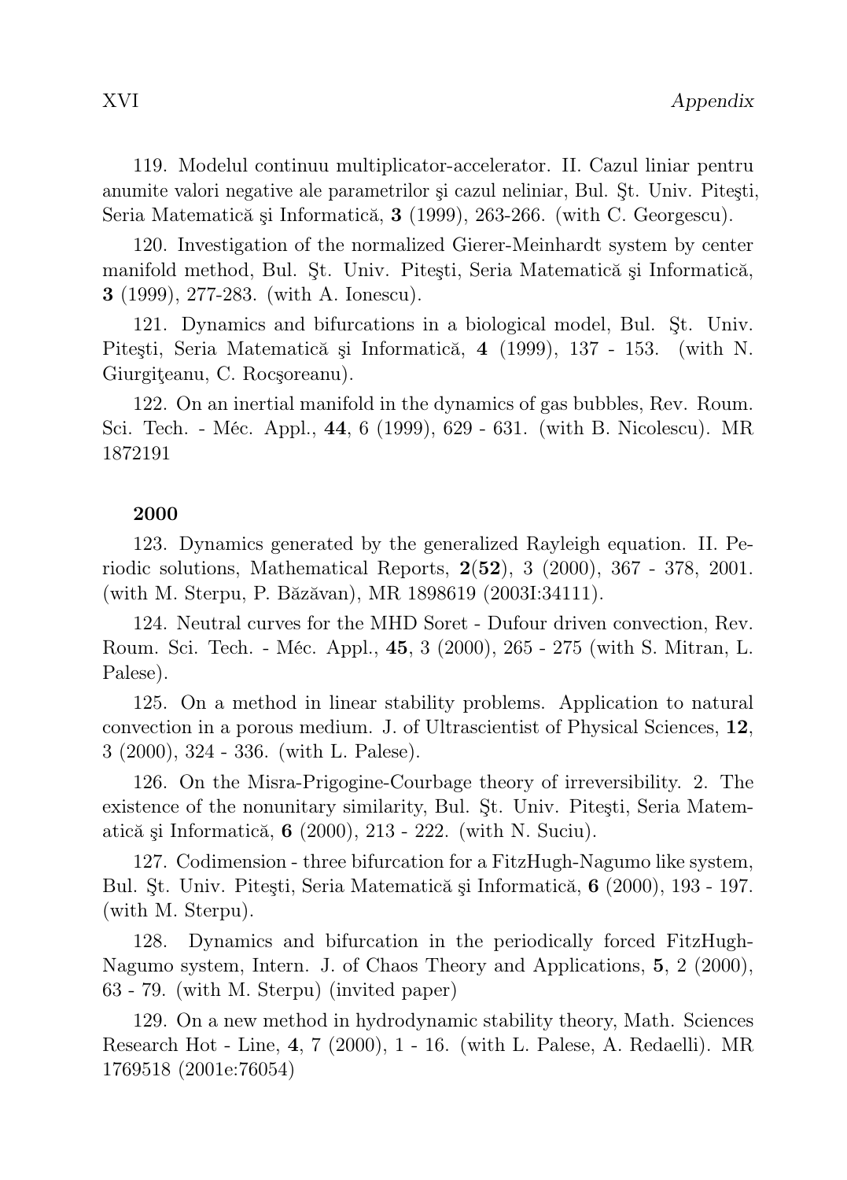119. Modelul continuu multiplicator-accelerator. II. Cazul liniar pentru anumite valori negative ale parametrilor şi cazul neliniar, Bul. Şt. Univ. Piteşti, Seria Matematică şi Informatică, **3** (1999), 263-266. (with C. Georgescu).

120. Investigation of the normalized Gierer-Meinhardt system by center manifold method, Bul. Şt. Univ. Piteşti, Seria Matematică şi Informatică, **3** (1999), 277-283. (with A. Ionescu).

121. Dynamics and bifurcations in a biological model, Bul. Şt. Univ. Piteşti, Seria Matematică şi Informatică, **4** (1999), 137 - 153. (with N. Giurgiţeanu, C. Rocşoreanu).

122. On an inertial manifold in the dynamics of gas bubbles, Rev. Roum. Sci. Tech. - Méc. Appl., **44**, 6 (1999), 629 - 631. (with B. Nicolescu). MR 1872191

**2000**

123. Dynamics generated by the generalized Rayleigh equation. II. Periodic solutions, Mathematical Reports, **2**(**52**), 3 (2000), 367 - 378, 2001. (with M. Sterpu, P. Băzăvan), MR 1898619 (2003I:34111).

124. Neutral curves for the MHD Soret - Dufour driven convection, Rev. Roum. Sci. Tech. - Méc. Appl., **45**, 3 (2000), 265 - 275 (with S. Mitran, L. Palese).

125. On a method in linear stability problems. Application to natural convection in a porous medium. J. of Ultrascientist of Physical Sciences, **12**, 3 (2000), 324 - 336. (with L. Palese).

126. On the Misra-Prigogine-Courbage theory of irreversibility. 2. The existence of the nonunitary similarity, Bul. Şt. Univ. Piteşti, Seria Matematică şi Informatică, **6** (2000), 213 - 222. (with N. Suciu).

127. Codimension - three bifurcation for a FitzHugh-Nagumo like system, Bul. Şt. Univ. Piteşti, Seria Matematică şi Informatică, **6** (2000), 193 - 197. (with M. Sterpu).

128. Dynamics and bifurcation in the periodically forced FitzHugh-Nagumo system, Intern. J. of Chaos Theory and Applications, **5**, 2 (2000), 63 - 79. (with M. Sterpu) (invited paper)

129. On a new method in hydrodynamic stability theory, Math. Sciences Research Hot - Line, **4**, 7 (2000), 1 - 16. (with L. Palese, A. Redaelli). MR 1769518 (2001e:76054)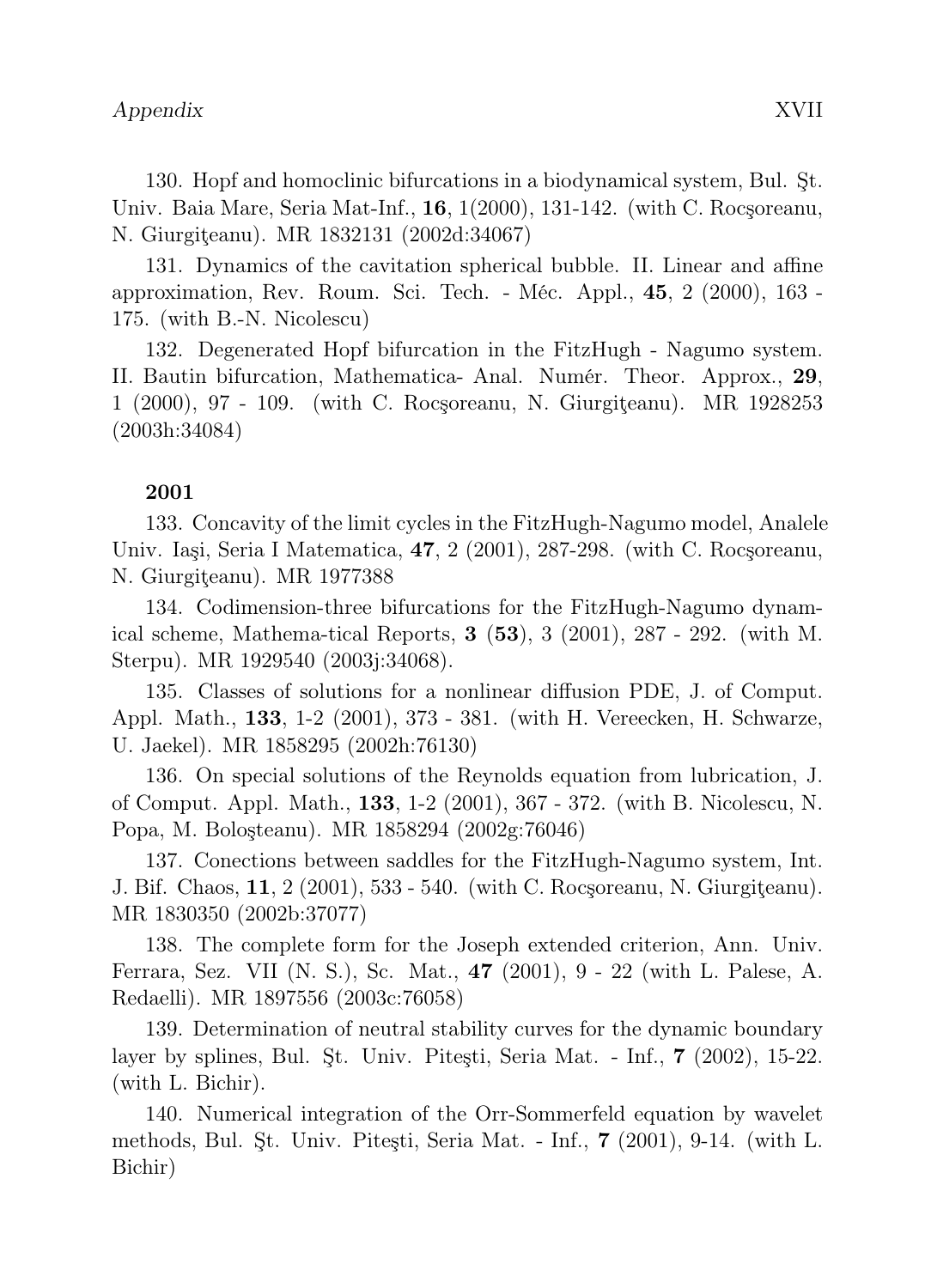130. Hopf and homoclinic bifurcations in a biodynamical system, Bul. Şt. Univ. Baia Mare, Seria Mat-Inf., **16**, 1(2000), 131-142. (with C. Rocşoreanu, N. Giurgiţeanu). MR 1832131 (2002d:34067)

131. Dynamics of the cavitation spherical bubble. II. Linear and affine approximation, Rev. Roum. Sci. Tech. - Méc. Appl., **45**, 2 (2000), 163 - 175. (with B.-N. Nicolescu)

132. Degenerated Hopf bifurcation in the FitzHugh - Nagumo system. II. Bautin bifurcation, Mathematica- Anal. Numér. Theor. Approx., **29**, 1 (2000), 97 - 109. (with C. Rocşoreanu, N. Giurgiţeanu). MR 1928253 (2003h:34084)

**2001**

133. Concavity of the limit cycles in the FitzHugh-Nagumo model, Analele Univ. Iaşi, Seria I Matematica, **47**, 2 (2001), 287-298. (with C. Rocşoreanu, N. Giurgiţeanu). MR 1977388

134. Codimension-three bifurcations for the FitzHugh-Nagumo dynamical scheme, Mathema-tical Reports, **3** (**53**), 3 (2001), 287 - 292. (with M. Sterpu). MR 1929540 (2003j:34068).

135. Classes of solutions for a nonlinear diffusion PDE, J. of Comput. Appl. Math., **133**, 1-2 (2001), 373 - 381. (with H. Vereecken, H. Schwarze, U. Jaekel). MR 1858295 (2002h:76130)

136. On special solutions of the Reynolds equation from lubrication, J. of Comput. Appl. Math., **133**, 1-2 (2001), 367 - 372. (with B. Nicolescu, N. Popa, M. Boloşteanu). MR 1858294 (2002g:76046)

137. Conections between saddles for the FitzHugh-Nagumo system, Int. J. Bif. Chaos, **11**, 2 (2001), 533 - 540. (with C. Rocşoreanu, N. Giurgiţeanu). MR 1830350 (2002b:37077)

138. The complete form for the Joseph extended criterion, Ann. Univ. Ferrara, Sez. VII (N. S.), Sc. Mat., **47** (2001), 9 - 22 (with L. Palese, A. Redaelli). MR 1897556 (2003c:76058)

139. Determination of neutral stability curves for the dynamic boundary layer by splines, Bul. Şt. Univ. Piteşti, Seria Mat. - Inf., **7** (2002), 15-22. (with L. Bichir).

140. Numerical integration of the Orr-Sommerfeld equation by wavelet methods, Bul. Şt. Univ. Piteşti, Seria Mat. - Inf., **7** (2001), 9-14. (with L. Bichir)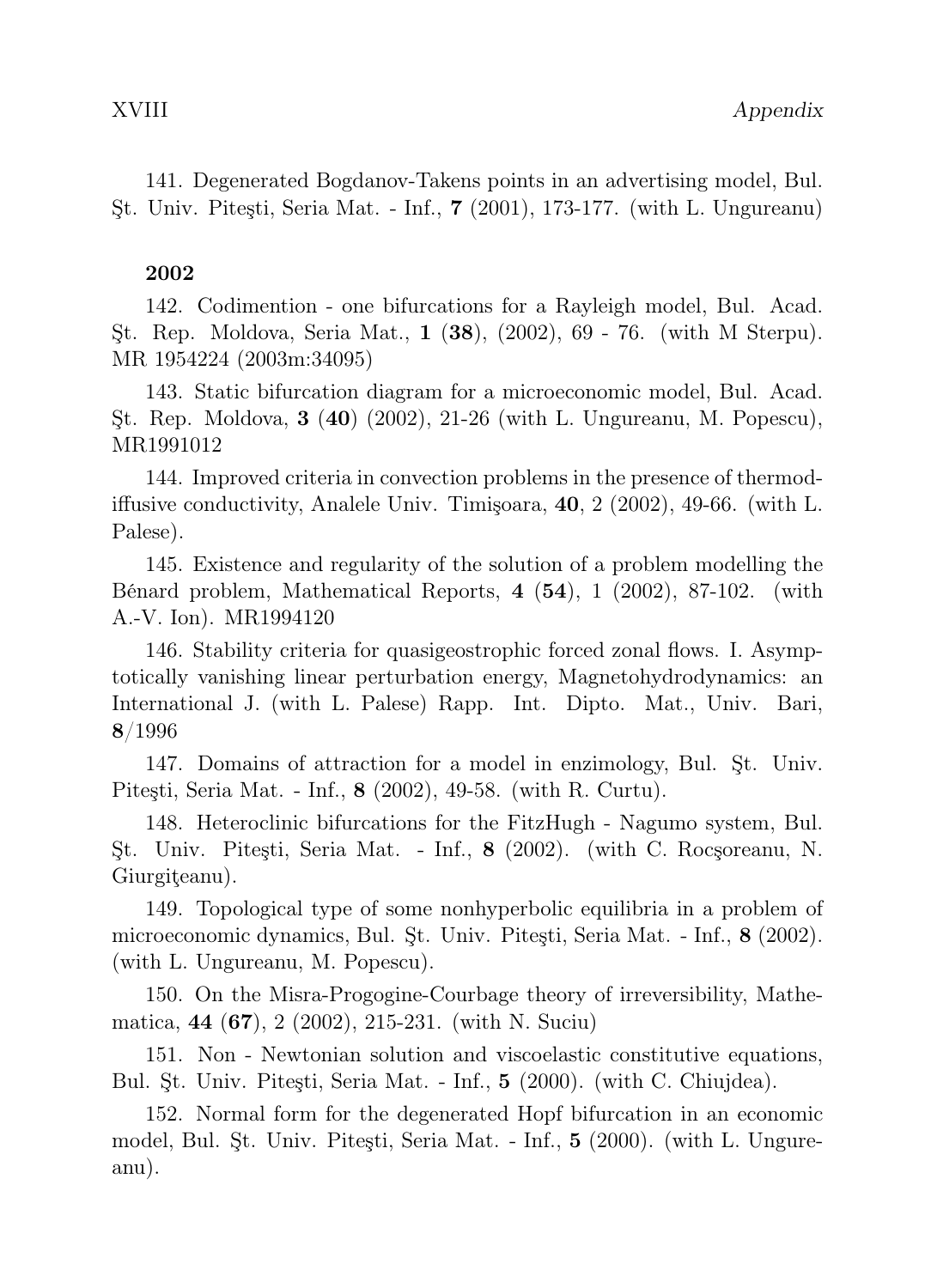141. Degenerated Bogdanov-Takens points in an advertising model, Bul. Şt. Univ. Piteşti, Seria Mat. - Inf., **7** (2001), 173-177. (with L. Ungureanu)

**2002**

142. Codimention - one bifurcations for a Rayleigh model, Bul. Acad. Şt. Rep. Moldova, Seria Mat., **1** (**38**), (2002), 69 - 76. (with M Sterpu). MR 1954224 (2003m:34095)

143. Static bifurcation diagram for a microeconomic model, Bul. Acad. Şt. Rep. Moldova, **3** (**40**) (2002), 21-26 (with L. Ungureanu, M. Popescu), MR1991012

144. Improved criteria in convection problems in the presence of thermodiffusive conductivity, Analele Univ. Timişoara, **40**, 2 (2002), 49-66. (with L. Palese).

145. Existence and regularity of the solution of a problem modelling the Bénard problem, Mathematical Reports, **4** (**54**), 1 (2002), 87-102. (with A.-V. Ion). MR1994120

146. Stability criteria for quasigeostrophic forced zonal flows. I. Asymptotically vanishing linear perturbation energy, Magnetohydrodynamics: an International J. (with L. Palese) Rapp. Int. Dipto. Mat., Univ. Bari, **8**/1996

147. Domains of attraction for a model in enzimology, Bul. Şt. Univ. Piteşti, Seria Mat. - Inf., **8** (2002), 49-58. (with R. Curtu).

148. Heteroclinic bifurcations for the FitzHugh - Nagumo system, Bul. Şt. Univ. Piteşti, Seria Mat. - Inf., **8** (2002). (with C. Rocşoreanu, N. Giurgiţeanu).

149. Topological type of some nonhyperbolic equilibria in a problem of microeconomic dynamics, Bul. Şt. Univ. Piteşti, Seria Mat. - Inf., **8** (2002). (with L. Ungureanu, M. Popescu).

150. On the Misra-Progogine-Courbage theory of irreversibility, Mathematica, **44** (**67**), 2 (2002), 215-231. (with N. Suciu)

151. Non - Newtonian solution and viscoelastic constitutive equations, Bul. Şt. Univ. Piteşti, Seria Mat. - Inf., **5** (2000). (with C. Chiujdea).

152. Normal form for the degenerated Hopf bifurcation in an economic model, Bul. Şt. Univ. Piteşti, Seria Mat. - Inf., **5** (2000). (with L. Ungureanu).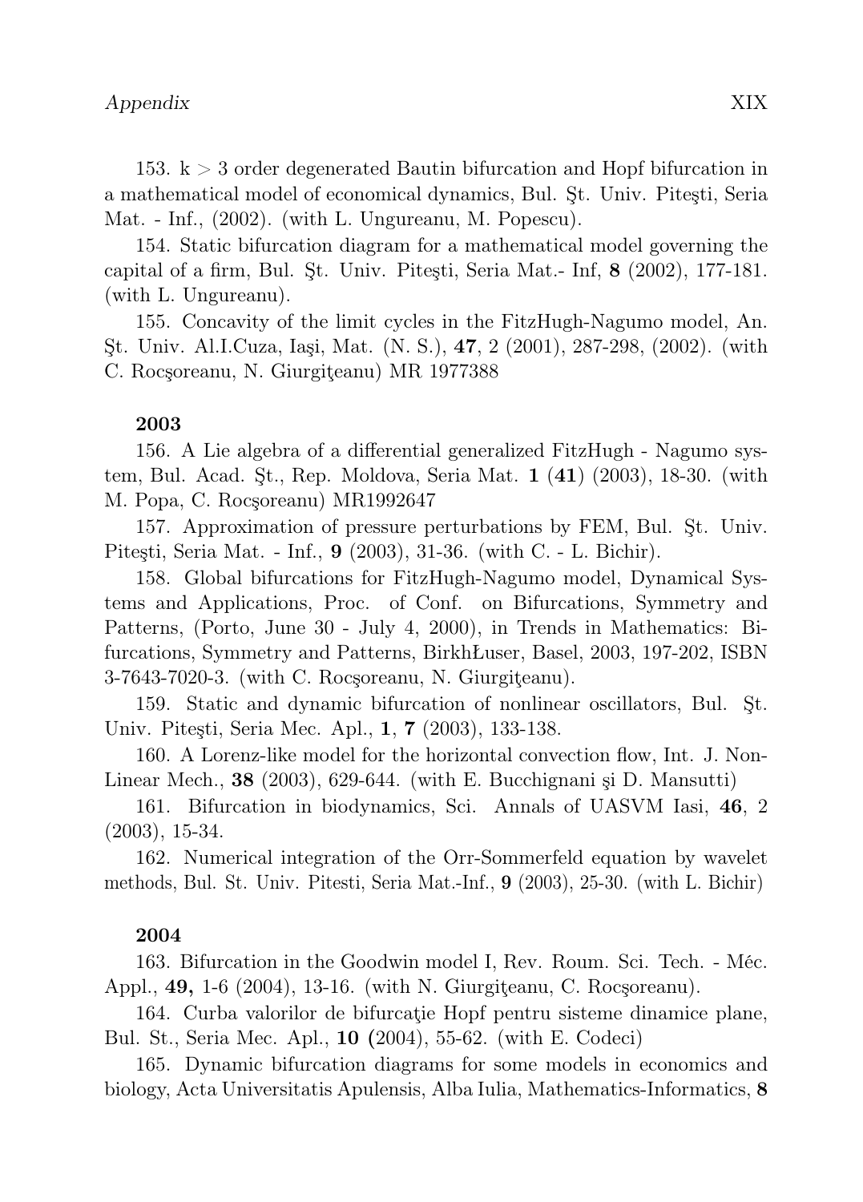153. k > 3 order degenerated Bautin bifurcation and Hopf bifurcation in a mathematical model of economical dynamics, Bul. Şt. Univ. Piteşti, Seria Mat. - Inf., (2002). (with L. Ungureanu, M. Popescu).

154. Static bifurcation diagram for a mathematical model governing the capital of a firm, Bul. Şt. Univ. Piteşti, Seria Mat.- Inf, **8** (2002), 177-181. (with L. Ungureanu).

155. Concavity of the limit cycles in the FitzHugh-Nagumo model, An. Şt. Univ. Al.I.Cuza, Iaşi, Mat. (N. S.), **47**, 2 (2001), 287-298, (2002). (with C. Rocşoreanu, N. Giurgiţeanu) MR 1977388

**2003**

156. A Lie algebra of a differential generalized FitzHugh - Nagumo system, Bul. Acad. Şt., Rep. Moldova, Seria Mat. **1** (**41**) (2003), 18-30. (with M. Popa, C. Rocşoreanu) MR1992647

157. Approximation of pressure perturbations by FEM, Bul. Şt. Univ. Piteşti, Seria Mat. - Inf., **9** (2003), 31-36. (with C. - L. Bichir).

158. Global bifurcations for FitzHugh-Nagumo model, Dynamical Systems and Applications, Proc. of Conf. on Bifurcations, Symmetry and Patterns, (Porto, June 30 - July 4, 2000), in Trends in Mathematics: Bifurcations, Symmetry and Patterns, BirkhŁuser, Basel, 2003, 197-202, ISBN 3-7643-7020-3. (with C. Rocşoreanu, N. Giurgiţeanu).

159. Static and dynamic bifurcation of nonlinear oscillators, Bul. Şt. Univ. Piteşti, Seria Mec. Apl., **1**, **7** (2003), 133-138.

160. A Lorenz-like model for the horizontal convection flow, Int. J. Non-Linear Mech., **38** (2003), 629-644. (with E. Bucchignani şi D. Mansutti)

161. Bifurcation in biodynamics, Sci. Annals of UASVM Iasi, **46**, 2 (2003), 15-34.

162. Numerical integration of the Orr-Sommerfeld equation by wavelet methods, Bul. St. Univ. Pitesti, Seria Mat.-Inf., **9** (2003), 25-30. (with L. Bichir)

**2004**

163. Bifurcation in the Goodwin model I, Rev. Roum. Sci. Tech. - Méc. Appl., **49,** 1-6 (2004), 13-16. (with N. Giurgiţeanu, C. Rocşoreanu).

164. Curba valorilor de bifurcaţie Hopf pentru sisteme dinamice plane, Bul. St., Seria Mec. Apl., **10** (2004), 55-62. (with E. Codeci)

165. Dynamic bifurcation diagrams for some models in economics and biology, Acta Universitatis Apulensis, Alba Iulia, Mathematics-Informatics, **8**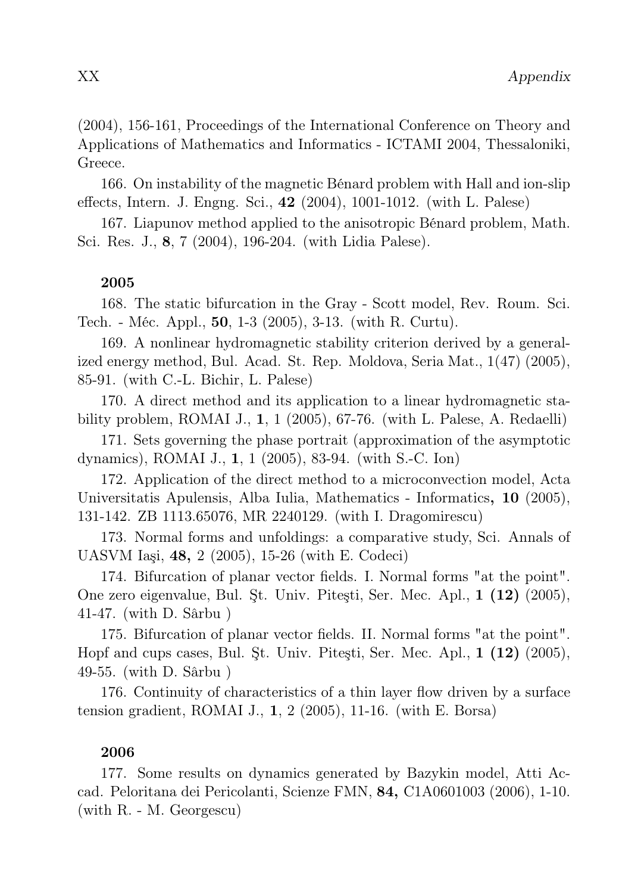(2004), 156-161, Proceedings of the International Conference on Theory and Applications of Mathematics and Informatics - ICTAMI 2004, Thessaloniki, Greece.

166. On instability of the magnetic Bénard problem with Hall and ion-slip effects, Intern. J. Engng. Sci., **42** (2004), 1001-1012. (with L. Palese)

167. Liapunov method applied to the anisotropic Bénard problem, Math. Sci. Res. J., **8**, 7 (2004), 196-204. (with Lidia Palese).

**2005**

168. The static bifurcation in the Gray - Scott model, Rev. Roum. Sci. Tech. - Méc. Appl., **50**, 1-3 (2005), 3-13. (with R. Curtu).

169. A nonlinear hydromagnetic stability criterion derived by a generalized energy method, Bul. Acad. St. Rep. Moldova, Seria Mat., 1(47) (2005), 85-91. (with C.-L. Bichir, L. Palese)

170. A direct method and its application to a linear hydromagnetic stability problem, ROMAI J., **1**, 1 (2005), 67-76. (with L. Palese, A. Redaelli)

171. Sets governing the phase portrait (approximation of the asymptotic dynamics), ROMAI J., **1**, 1 (2005), 83-94. (with S.-C. Ion)

172. Application of the direct method to a microconvection model, Acta Universitatis Apulensis, Alba Iulia, Mathematics - Informatics**, 10** (2005), 131-142. ZB 1113.65076, MR 2240129. (with I. Dragomirescu)

173. Normal forms and unfoldings: a comparative study, Sci. Annals of UASVM Iaşi, **48,** 2 (2005), 15-26 (with E. Codeci)

174. Bifurcation of planar vector fields. I. Normal forms "at the point". One zero eigenvalue, Bul. Şt. Univ. Piteşti, Ser. Mec. Apl., **1 (12)** (2005), 41-47. (with D. Sârbu )

175. Bifurcation of planar vector fields. II. Normal forms "at the point". Hopf and cups cases, Bul. Şt. Univ. Piteşti, Ser. Mec. Apl., **1 (12)** (2005), 49-55. (with D. Sârbu )

176. Continuity of characteristics of a thin layer flow driven by a surface tension gradient, ROMAI J., **1**, 2 (2005), 11-16. (with E. Borsa)

**2006**

177. Some results on dynamics generated by Bazykin model, Atti Accad. Peloritana dei Pericolanti, Scienze FMN, **84,** C1A0601003 (2006), 1-10. (with R. - M. Georgescu)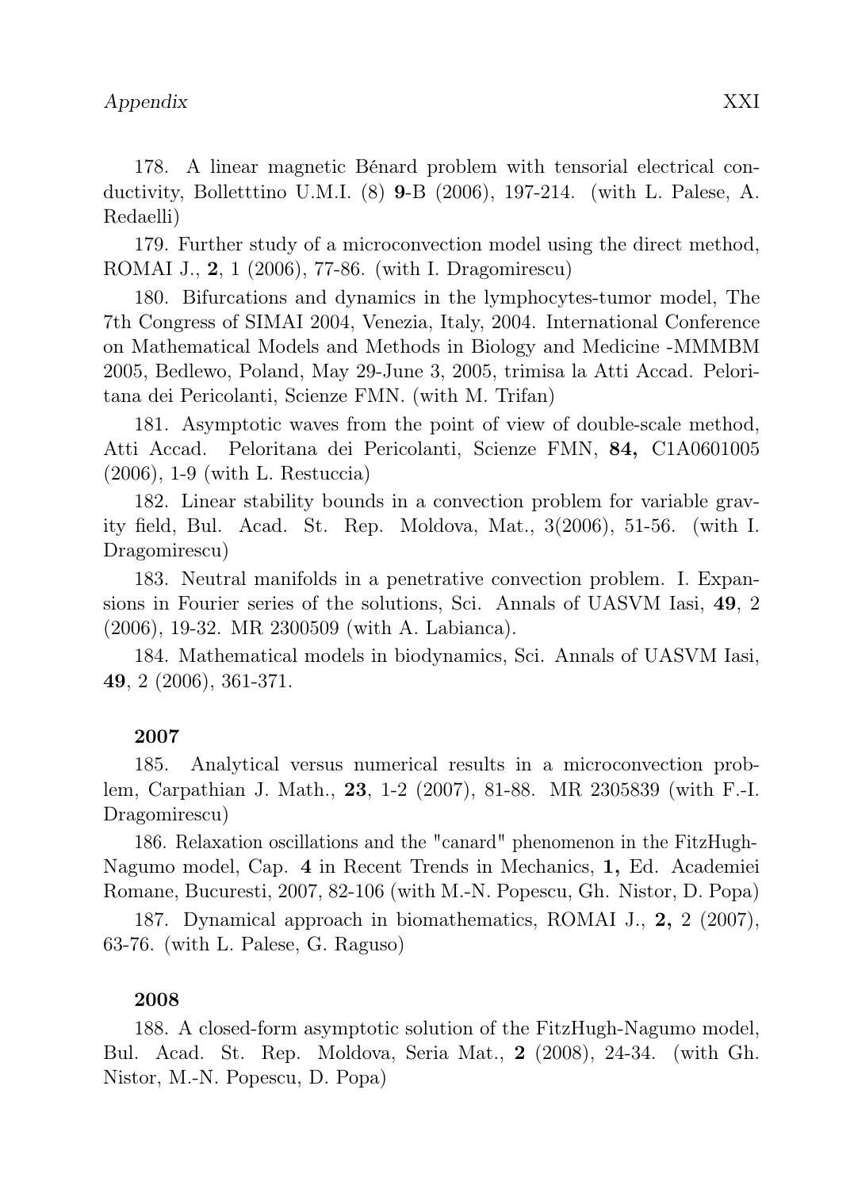178. A linear magnetic Bénard problem with tensorial electrical conductivity, Bolletttino U.M.I. (8) **9**-B (2006), 197-214. (with L. Palese, A. Redaelli)

179. Further study of a microconvection model using the direct method, ROMAI J., **2**, 1 (2006), 77-86. (with I. Dragomirescu)

180. Bifurcations and dynamics in the lymphocytes-tumor model, The 7th Congress of SIMAI 2004, Venezia, Italy, 2004. International Conference on Mathematical Models and Methods in Biology and Medicine -MMMBM 2005, Bedlewo, Poland, May 29-June 3, 2005, trimisa la Atti Accad. Peloritana dei Pericolanti, Scienze FMN. (with M. Trifan)

181. Asymptotic waves from the point of view of double-scale method, Atti Accad. Peloritana dei Pericolanti, Scienze FMN, **84,** C1A0601005 (2006), 1-9 (with L. Restuccia)

182. Linear stability bounds in a convection problem for variable gravity field, Bul. Acad. St. Rep. Moldova, Mat., 3(2006), 51-56. (with I. Dragomirescu)

183. Neutral manifolds in a penetrative convection problem. I. Expansions in Fourier series of the solutions, Sci. Annals of UASVM Iasi, **49**, 2 (2006), 19-32. MR 2300509 (with A. Labianca).

184. Mathematical models in biodynamics, Sci. Annals of UASVM Iasi, **49**, 2 (2006), 361-371.

**2007**

185. Analytical versus numerical results in a microconvection problem, Carpathian J. Math., **23**, 1-2 (2007), 81-88. MR 2305839 (with F.-I. Dragomirescu)

186. Relaxation oscillations and the "canard" phenomenon in the FitzHugh-Nagumo model, Cap. **4** in Recent Trends in Mechanics, **1,** Ed. Academiei Romane, Bucuresti, 2007, 82-106 (with M.-N. Popescu, Gh. Nistor, D. Popa)

187. Dynamical approach in biomathematics, ROMAI J., **2,** 2 (2007), 63-76. (with L. Palese, G. Raguso)

**2008**

188. A closed-form asymptotic solution of the FitzHugh-Nagumo model, Bul. Acad. St. Rep. Moldova, Seria Mat., **2** (2008), 24-34. (with Gh. Nistor, M.-N. Popescu, D. Popa)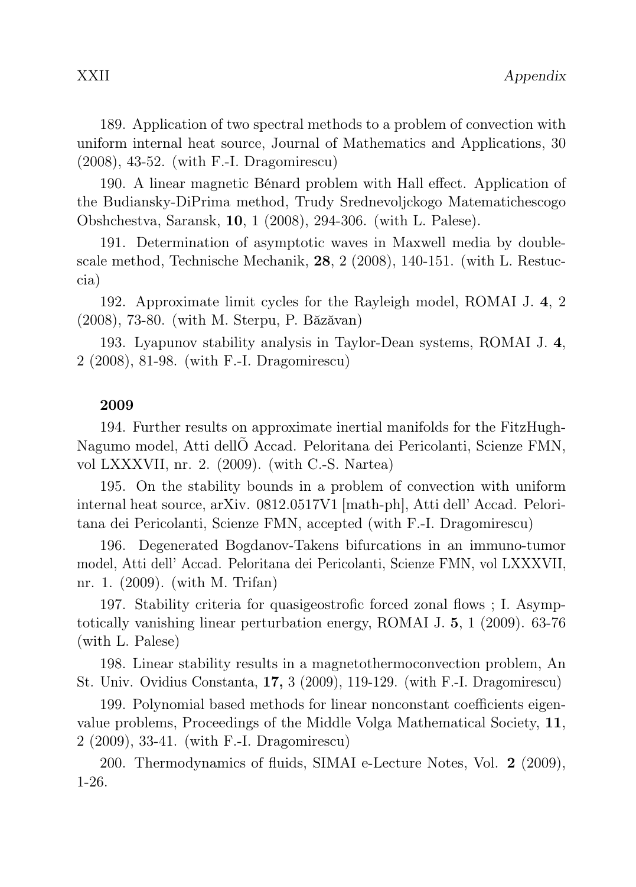189. Application of two spectral methods to a problem of convection with uniform internal heat source, Journal of Mathematics and Applications, 30 (2008), 43-52. (with F.-I. Dragomirescu)

190. A linear magnetic Bénard problem with Hall effect. Application of the Budiansky-DiPrima method, Trudy Srednevoljckogo Matematichescogo Obshchestva, Saransk, **10**, 1 (2008), 294-306. (with L. Palese).

191. Determination of asymptotic waves in Maxwell media by double-scale method, Technische Mechanik, **28**, 2 (2008), 140-151. (with L. Restuccia)

192. Approximate limit cycles for the Rayleigh model, ROMAI J. **4**, 2 (2008), 73-80. (with M. Sterpu, P. Băzăvan)

193. Lyapunov stability analysis in Taylor-Dean systems, ROMAI J. **4**, 2 (2008), 81-98. (with F.-I. Dragomirescu)

**2009**

194. Further results on approximate inertial manifolds for the FitzHugh-Nagumo model, Atti dellÕ Accad. Peloritana dei Pericolanti, Scienze FMN, vol LXXXVII, nr. 2. (2009). (with C.-S. Nartea)

195. On the stability bounds in a problem of convection with uniform internal heat source, arXiv. 0812.0517V1 [math-ph], Atti dell' Accad. Peloritana dei Pericolanti, Scienze FMN, accepted (with F.-I. Dragomirescu)

196. Degenerated Bogdanov-Takens bifurcations in an immuno-tumor model, Atti dell' Accad. Peloritana dei Pericolanti, Scienze FMN, vol LXXXVII, nr. 1. (2009). (with M. Trifan)

197. Stability criteria for quasigeostrofic forced zonal flows ; I. Asymptotically vanishing linear perturbation energy, ROMAI J. **5**, 1 (2009). 63-76 (with L. Palese)

198. Linear stability results in a magnetothermoconvection problem, An St. Univ. Ovidius Constanta, **17,** 3 (2009), 119-129. (with F.-I. Dragomirescu)

199. Polynomial based methods for linear nonconstant coefficients eigenvalue problems, Proceedings of the Middle Volga Mathematical Society, **11**, 2 (2009), 33-41. (with F.-I. Dragomirescu)

200. Thermodynamics of fluids, SIMAI e-Lecture Notes, Vol. **2** (2009), 1-26.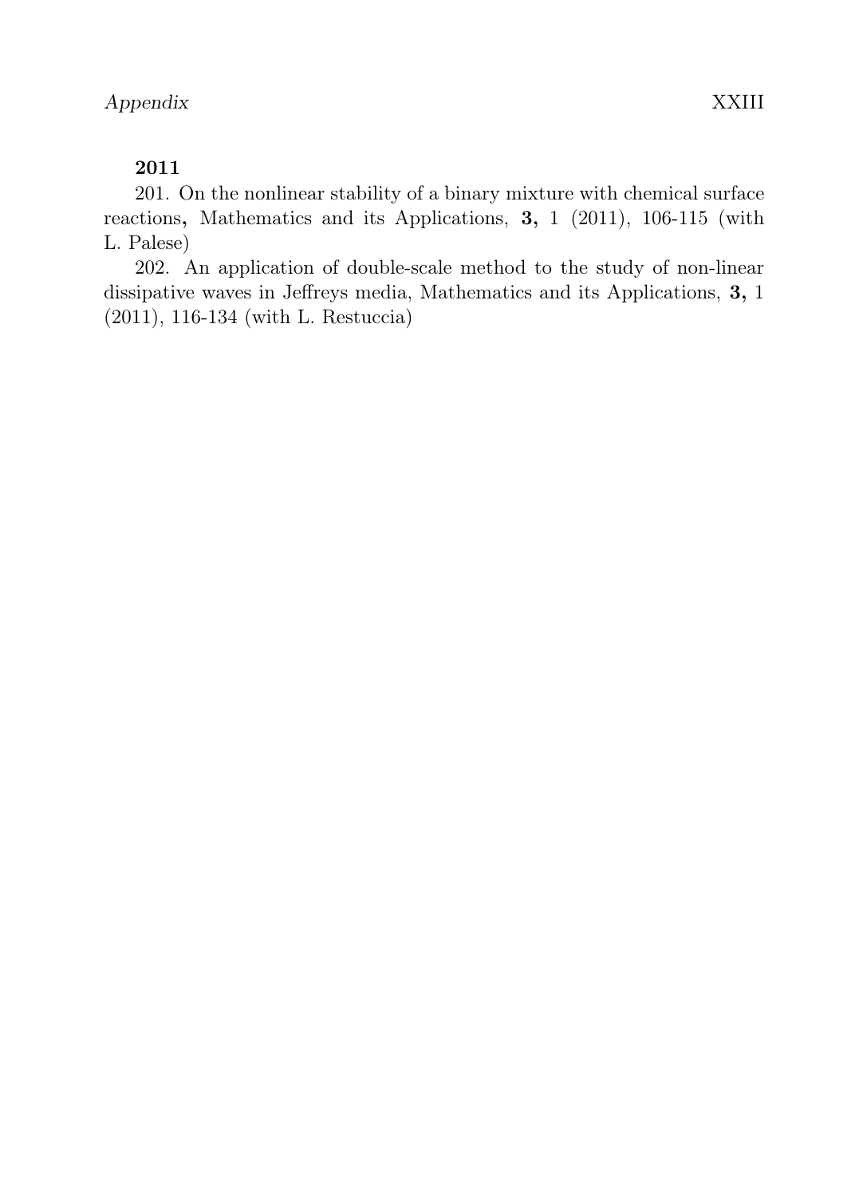**2011**

201. On the nonlinear stability of a binary mixture with chemical surface reactions**,** Mathematics and its Applications, **3,** 1 (2011), 106-115 (with L. Palese)

202. An application of double-scale method to the study of non-linear dissipative waves in Jeffreys media, Mathematics and its Applications, **3,** 1 (2011), 116-134 (with L. Restuccia)